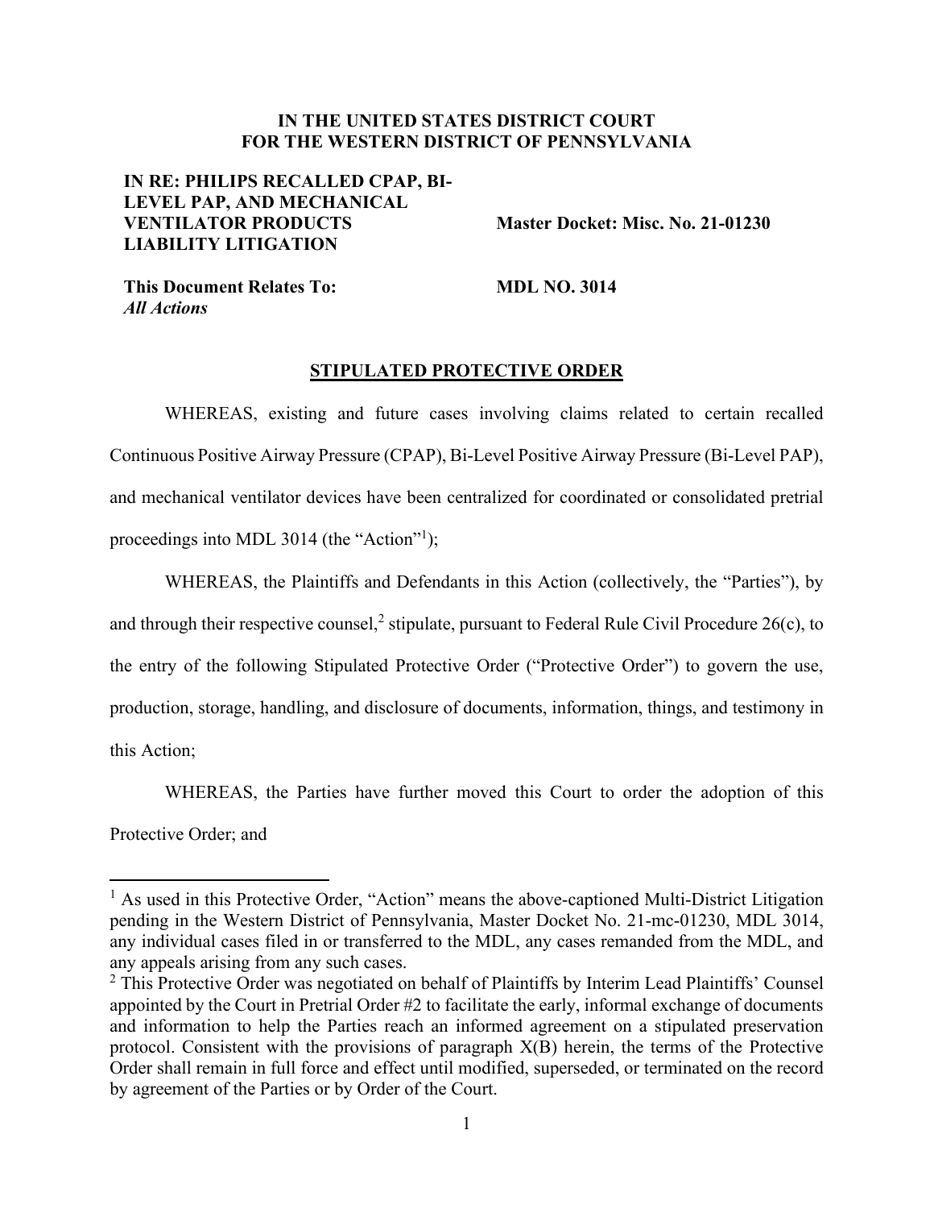**IN THE UNITED STATES DISTRICT COURT**
**FOR THE WESTERN DISTRICT OF PENNSYLVANIA**

**IN RE: PHILIPS RECALLED CPAP, BI-LEVEL PAP, AND MECHANICAL VENTILATOR PRODUCTS LIABILITY LITIGATION**

**Master Docket: Misc. No. 21-01230**

**This Document Relates To:** ***All Actions***

**MDL NO. 3014**

# STIPULATED PROTECTIVE ORDER

WHEREAS, existing and future cases involving claims related to certain recalled Continuous Positive Airway Pressure (CPAP), Bi-Level Positive Airway Pressure (Bi-Level PAP), and mechanical ventilator devices have been centralized for coordinated or consolidated pretrial proceedings into MDL 3014 (the "Action"[1]);

WHEREAS, the Plaintiffs and Defendants in this Action (collectively, the "Parties"), by and through their respective counsel,[2] stipulate, pursuant to Federal Rule Civil Procedure 26(c), to the entry of the following Stipulated Protective Order ("Protective Order") to govern the use, production, storage, handling, and disclosure of documents, information, things, and testimony in this Action;

WHEREAS, the Parties have further moved this Court to order the adoption of this Protective Order; and

---

[1] As used in this Protective Order, "Action" means the above-captioned Multi-District Litigation pending in the Western District of Pennsylvania, Master Docket No. 21-mc-01230, MDL 3014, any individual cases filed in or transferred to the MDL, any cases remanded from the MDL, and any appeals arising from any such cases.

[2] This Protective Order was negotiated on behalf of Plaintiffs by Interim Lead Plaintiffs' Counsel appointed by the Court in Pretrial Order #2 to facilitate the early, informal exchange of documents and information to help the Parties reach an informed agreement on a stipulated preservation protocol. Consistent with the provisions of paragraph X(B) herein, the terms of the Protective Order shall remain in full force and effect until modified, superseded, or terminated on the record by agreement of the Parties or by Order of the Court.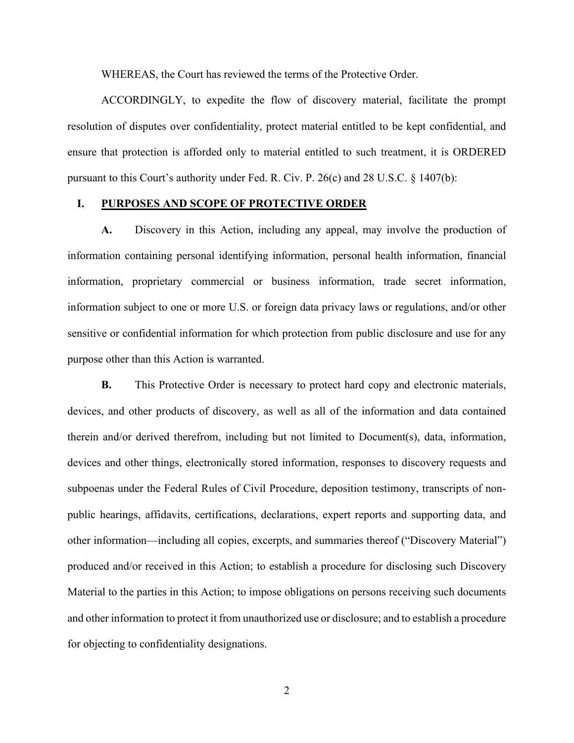WHEREAS, the Court has reviewed the terms of the Protective Order.

ACCORDINGLY, to expedite the flow of discovery material, facilitate the prompt resolution of disputes over confidentiality, protect material entitled to be kept confidential, and ensure that protection is afforded only to material entitled to such treatment, it is ORDERED pursuant to this Court's authority under Fed. R. Civ. P. 26(c) and 28 U.S.C. § 1407(b):

## I. PURPOSES AND SCOPE OF PROTECTIVE ORDER

**A.** Discovery in this Action, including any appeal, may involve the production of information containing personal identifying information, personal health information, financial information, proprietary commercial or business information, trade secret information, information subject to one or more U.S. or foreign data privacy laws or regulations, and/or other sensitive or confidential information for which protection from public disclosure and use for any purpose other than this Action is warranted.

**B.** This Protective Order is necessary to protect hard copy and electronic materials, devices, and other products of discovery, as well as all of the information and data contained therein and/or derived therefrom, including but not limited to Document(s), data, information, devices and other things, electronically stored information, responses to discovery requests and subpoenas under the Federal Rules of Civil Procedure, deposition testimony, transcripts of non-public hearings, affidavits, certifications, declarations, expert reports and supporting data, and other information—including all copies, excerpts, and summaries thereof ("Discovery Material") produced and/or received in this Action; to establish a procedure for disclosing such Discovery Material to the parties in this Action; to impose obligations on persons receiving such documents and other information to protect it from unauthorized use or disclosure; and to establish a procedure for objecting to confidentiality designations.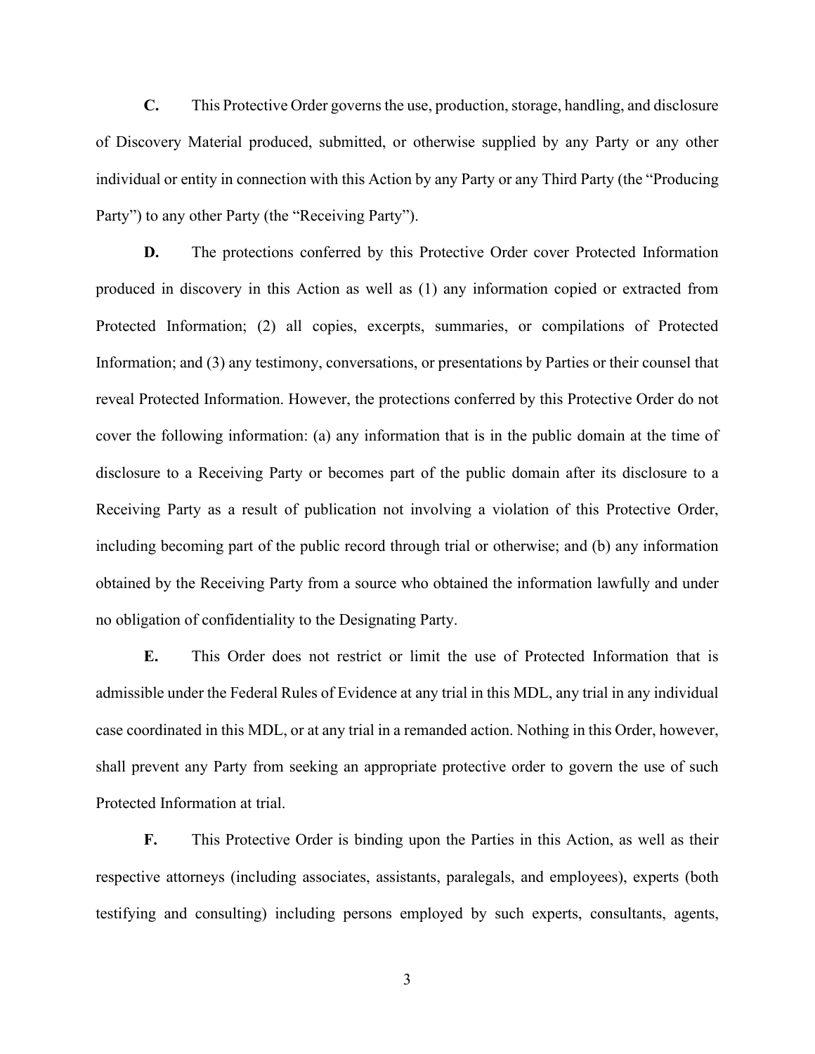**C.** This Protective Order governs the use, production, storage, handling, and disclosure of Discovery Material produced, submitted, or otherwise supplied by any Party or any other individual or entity in connection with this Action by any Party or any Third Party (the "Producing Party") to any other Party (the "Receiving Party").

**D.** The protections conferred by this Protective Order cover Protected Information produced in discovery in this Action as well as (1) any information copied or extracted from Protected Information; (2) all copies, excerpts, summaries, or compilations of Protected Information; and (3) any testimony, conversations, or presentations by Parties or their counsel that reveal Protected Information. However, the protections conferred by this Protective Order do not cover the following information: (a) any information that is in the public domain at the time of disclosure to a Receiving Party or becomes part of the public domain after its disclosure to a Receiving Party as a result of publication not involving a violation of this Protective Order, including becoming part of the public record through trial or otherwise; and (b) any information obtained by the Receiving Party from a source who obtained the information lawfully and under no obligation of confidentiality to the Designating Party.

**E.** This Order does not restrict or limit the use of Protected Information that is admissible under the Federal Rules of Evidence at any trial in this MDL, any trial in any individual case coordinated in this MDL, or at any trial in a remanded action. Nothing in this Order, however, shall prevent any Party from seeking an appropriate protective order to govern the use of such Protected Information at trial.

**F.** This Protective Order is binding upon the Parties in this Action, as well as their respective attorneys (including associates, assistants, paralegals, and employees), experts (both testifying and consulting) including persons employed by such experts, consultants, agents,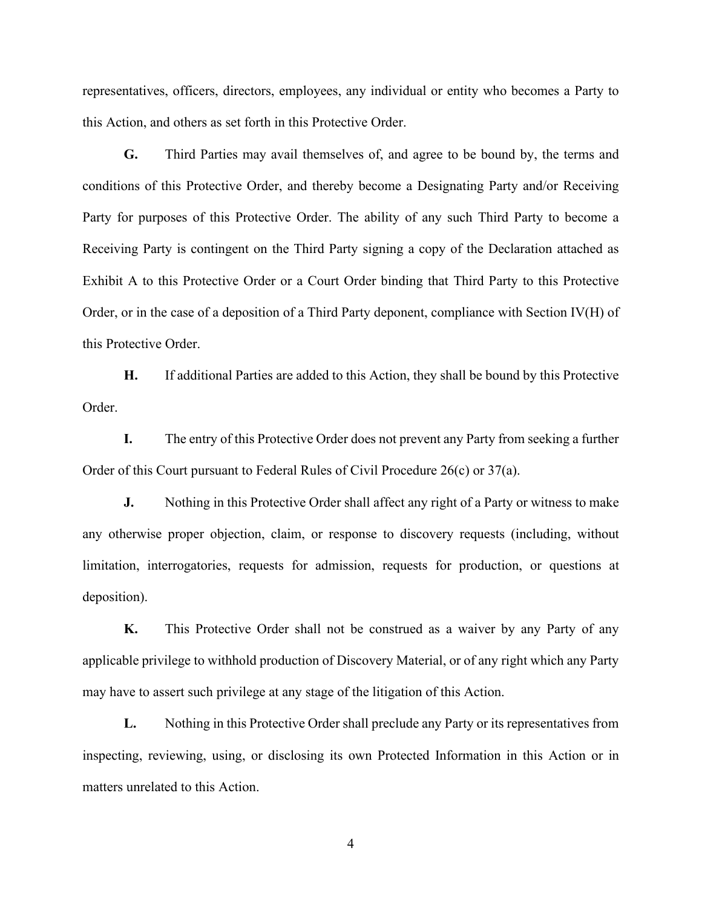representatives, officers, directors, employees, any individual or entity who becomes a Party to this Action, and others as set forth in this Protective Order.

**G.** Third Parties may avail themselves of, and agree to be bound by, the terms and conditions of this Protective Order, and thereby become a Designating Party and/or Receiving Party for purposes of this Protective Order. The ability of any such Third Party to become a Receiving Party is contingent on the Third Party signing a copy of the Declaration attached as Exhibit A to this Protective Order or a Court Order binding that Third Party to this Protective Order, or in the case of a deposition of a Third Party deponent, compliance with Section IV(H) of this Protective Order.

**H.** If additional Parties are added to this Action, they shall be bound by this Protective Order.

**I.** The entry of this Protective Order does not prevent any Party from seeking a further Order of this Court pursuant to Federal Rules of Civil Procedure 26(c) or 37(a).

**J.** Nothing in this Protective Order shall affect any right of a Party or witness to make any otherwise proper objection, claim, or response to discovery requests (including, without limitation, interrogatories, requests for admission, requests for production, or questions at deposition).

**K.** This Protective Order shall not be construed as a waiver by any Party of any applicable privilege to withhold production of Discovery Material, or of any right which any Party may have to assert such privilege at any stage of the litigation of this Action.

**L.** Nothing in this Protective Order shall preclude any Party or its representatives from inspecting, reviewing, using, or disclosing its own Protected Information in this Action or in matters unrelated to this Action.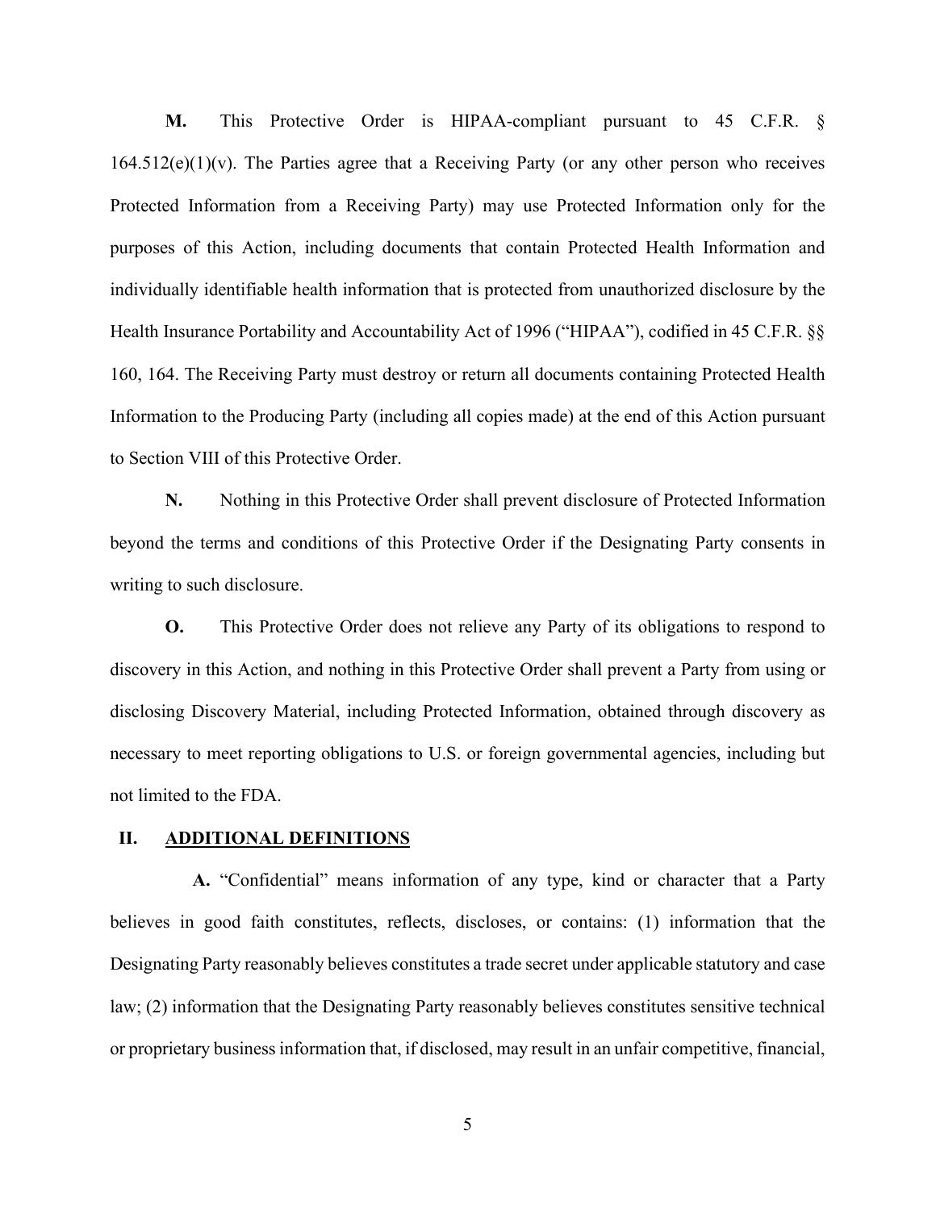**M.** This Protective Order is HIPAA-compliant pursuant to 45 C.F.R. § 164.512(e)(1)(v). The Parties agree that a Receiving Party (or any other person who receives Protected Information from a Receiving Party) may use Protected Information only for the purposes of this Action, including documents that contain Protected Health Information and individually identifiable health information that is protected from unauthorized disclosure by the Health Insurance Portability and Accountability Act of 1996 ("HIPAA"), codified in 45 C.F.R. §§ 160, 164. The Receiving Party must destroy or return all documents containing Protected Health Information to the Producing Party (including all copies made) at the end of this Action pursuant to Section VIII of this Protective Order.

**N.** Nothing in this Protective Order shall prevent disclosure of Protected Information beyond the terms and conditions of this Protective Order if the Designating Party consents in writing to such disclosure.

**O.** This Protective Order does not relieve any Party of its obligations to respond to discovery in this Action, and nothing in this Protective Order shall prevent a Party from using or disclosing Discovery Material, including Protected Information, obtained through discovery as necessary to meet reporting obligations to U.S. or foreign governmental agencies, including but not limited to the FDA.

## II. ADDITIONAL DEFINITIONS

**A.** "Confidential" means information of any type, kind or character that a Party believes in good faith constitutes, reflects, discloses, or contains: (1) information that the Designating Party reasonably believes constitutes a trade secret under applicable statutory and case law; (2) information that the Designating Party reasonably believes constitutes sensitive technical or proprietary business information that, if disclosed, may result in an unfair competitive, financial,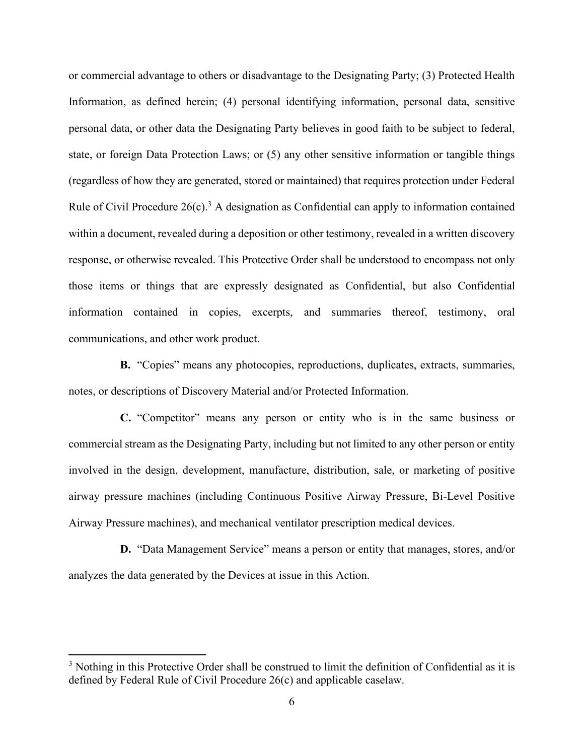or commercial advantage to others or disadvantage to the Designating Party; (3) Protected Health Information, as defined herein; (4) personal identifying information, personal data, sensitive personal data, or other data the Designating Party believes in good faith to be subject to federal, state, or foreign Data Protection Laws; or (5) any other sensitive information or tangible things (regardless of how they are generated, stored or maintained) that requires protection under Federal Rule of Civil Procedure 26(c).[3] A designation as Confidential can apply to information contained within a document, revealed during a deposition or other testimony, revealed in a written discovery response, or otherwise revealed. This Protective Order shall be understood to encompass not only those items or things that are expressly designated as Confidential, but also Confidential information contained in copies, excerpts, and summaries thereof, testimony, oral communications, and other work product.

**B.** "Copies" means any photocopies, reproductions, duplicates, extracts, summaries, notes, or descriptions of Discovery Material and/or Protected Information.

**C.** "Competitor" means any person or entity who is in the same business or commercial stream as the Designating Party, including but not limited to any other person or entity involved in the design, development, manufacture, distribution, sale, or marketing of positive airway pressure machines (including Continuous Positive Airway Pressure, Bi-Level Positive Airway Pressure machines), and mechanical ventilator prescription medical devices.

**D.** "Data Management Service" means a person or entity that manages, stores, and/or analyzes the data generated by the Devices at issue in this Action.

---

[3] Nothing in this Protective Order shall be construed to limit the definition of Confidential as it is defined by Federal Rule of Civil Procedure 26(c) and applicable caselaw.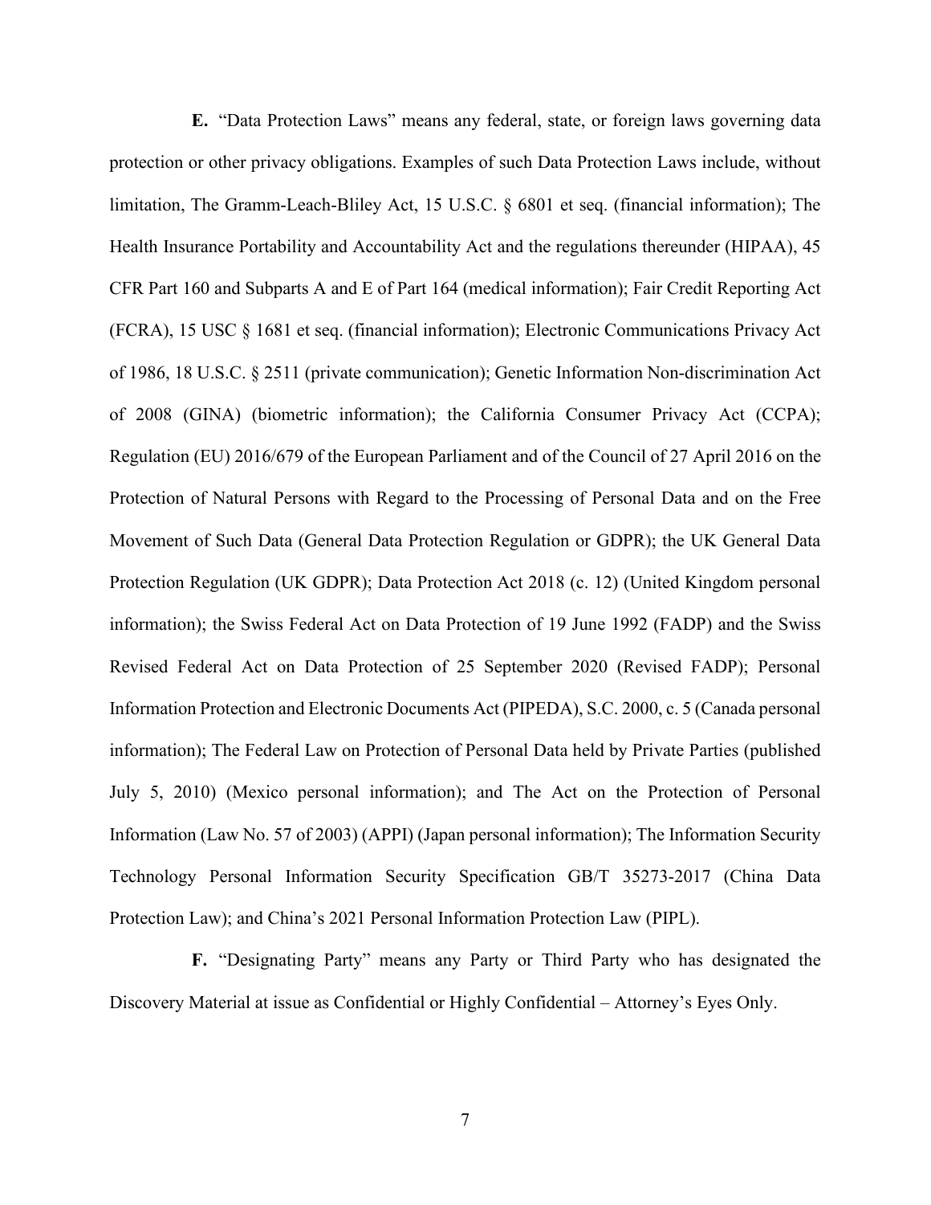**E.** "Data Protection Laws" means any federal, state, or foreign laws governing data protection or other privacy obligations. Examples of such Data Protection Laws include, without limitation, The Gramm-Leach-Bliley Act, 15 U.S.C. § 6801 et seq. (financial information); The Health Insurance Portability and Accountability Act and the regulations thereunder (HIPAA), 45 CFR Part 160 and Subparts A and E of Part 164 (medical information); Fair Credit Reporting Act (FCRA), 15 USC § 1681 et seq. (financial information); Electronic Communications Privacy Act of 1986, 18 U.S.C. § 2511 (private communication); Genetic Information Non-discrimination Act of 2008 (GINA) (biometric information); the California Consumer Privacy Act (CCPA); Regulation (EU) 2016/679 of the European Parliament and of the Council of 27 April 2016 on the Protection of Natural Persons with Regard to the Processing of Personal Data and on the Free Movement of Such Data (General Data Protection Regulation or GDPR); the UK General Data Protection Regulation (UK GDPR); Data Protection Act 2018 (c. 12) (United Kingdom personal information); the Swiss Federal Act on Data Protection of 19 June 1992 (FADP) and the Swiss Revised Federal Act on Data Protection of 25 September 2020 (Revised FADP); Personal Information Protection and Electronic Documents Act (PIPEDA), S.C. 2000, c. 5 (Canada personal information); The Federal Law on Protection of Personal Data held by Private Parties (published July 5, 2010) (Mexico personal information); and The Act on the Protection of Personal Information (Law No. 57 of 2003) (APPI) (Japan personal information); The Information Security Technology Personal Information Security Specification GB/T 35273-2017 (China Data Protection Law); and China's 2021 Personal Information Protection Law (PIPL).

**F.** "Designating Party" means any Party or Third Party who has designated the Discovery Material at issue as Confidential or Highly Confidential – Attorney's Eyes Only.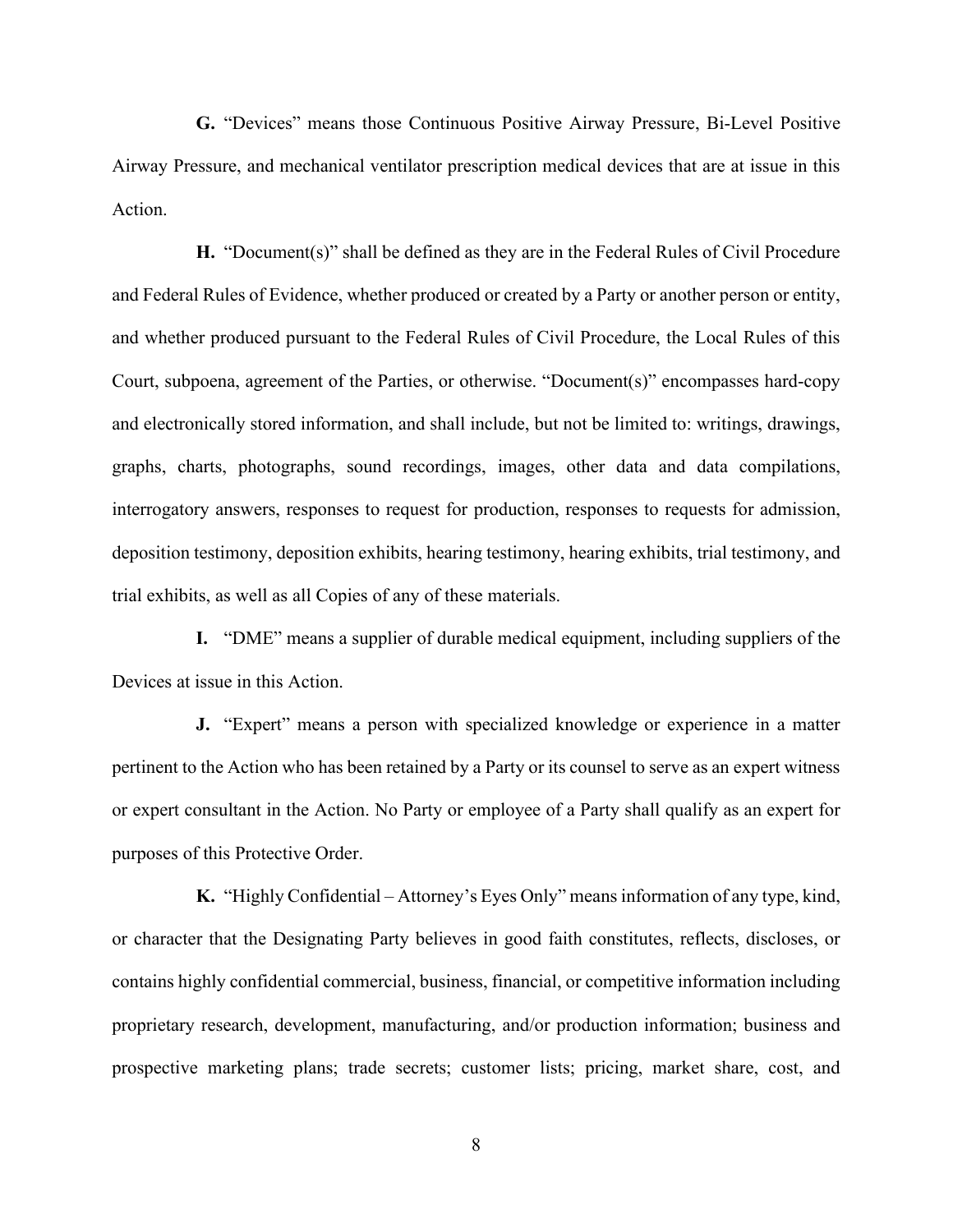**G.** "Devices" means those Continuous Positive Airway Pressure, Bi-Level Positive Airway Pressure, and mechanical ventilator prescription medical devices that are at issue in this Action.

**H.** "Document(s)" shall be defined as they are in the Federal Rules of Civil Procedure and Federal Rules of Evidence, whether produced or created by a Party or another person or entity, and whether produced pursuant to the Federal Rules of Civil Procedure, the Local Rules of this Court, subpoena, agreement of the Parties, or otherwise. "Document(s)" encompasses hard-copy and electronically stored information, and shall include, but not be limited to: writings, drawings, graphs, charts, photographs, sound recordings, images, other data and data compilations, interrogatory answers, responses to request for production, responses to requests for admission, deposition testimony, deposition exhibits, hearing testimony, hearing exhibits, trial testimony, and trial exhibits, as well as all Copies of any of these materials.

**I.** "DME" means a supplier of durable medical equipment, including suppliers of the Devices at issue in this Action.

**J.** "Expert" means a person with specialized knowledge or experience in a matter pertinent to the Action who has been retained by a Party or its counsel to serve as an expert witness or expert consultant in the Action. No Party or employee of a Party shall qualify as an expert for purposes of this Protective Order.

**K.** "Highly Confidential – Attorney's Eyes Only" means information of any type, kind, or character that the Designating Party believes in good faith constitutes, reflects, discloses, or contains highly confidential commercial, business, financial, or competitive information including proprietary research, development, manufacturing, and/or production information; business and prospective marketing plans; trade secrets; customer lists; pricing, market share, cost, and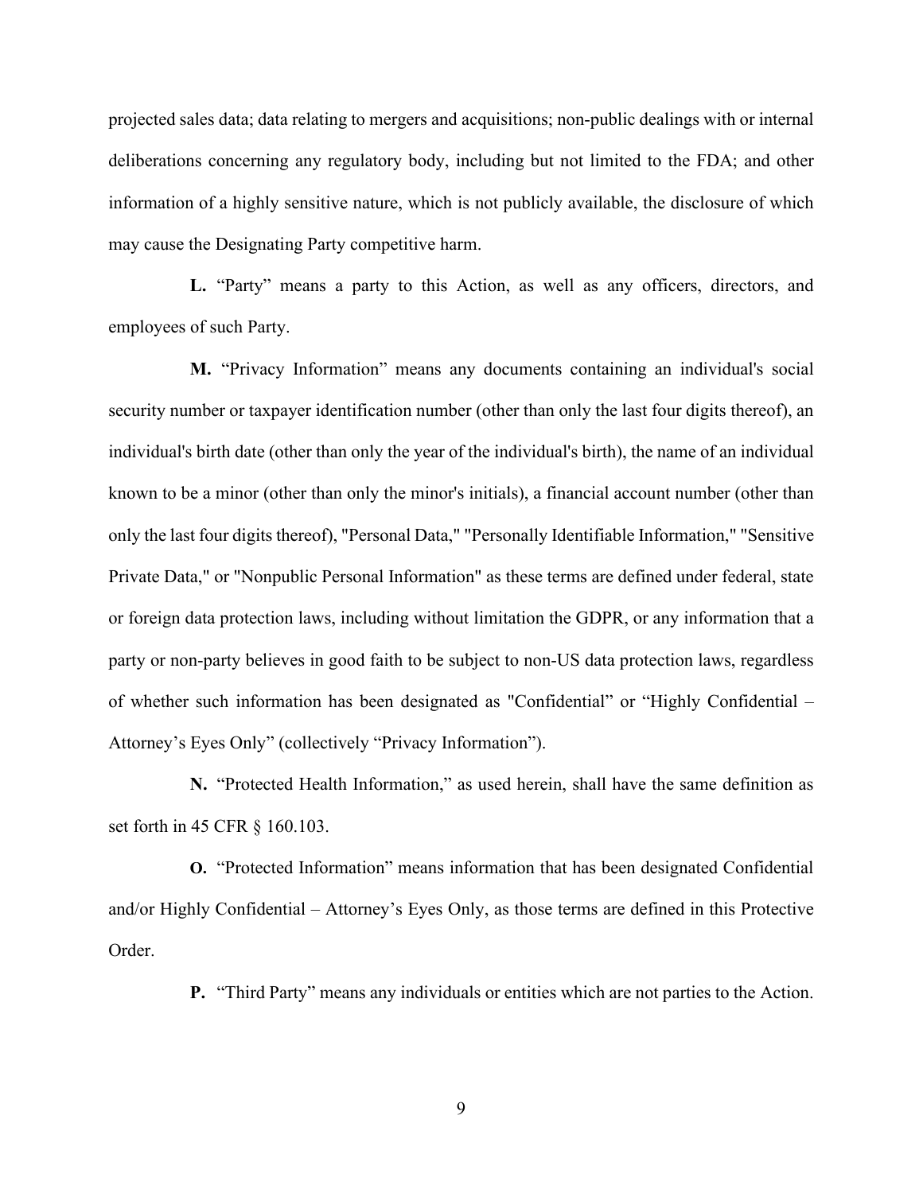projected sales data; data relating to mergers and acquisitions; non-public dealings with or internal deliberations concerning any regulatory body, including but not limited to the FDA; and other information of a highly sensitive nature, which is not publicly available, the disclosure of which may cause the Designating Party competitive harm.

**L.** "Party" means a party to this Action, as well as any officers, directors, and employees of such Party.

**M.** "Privacy Information" means any documents containing an individual's social security number or taxpayer identification number (other than only the last four digits thereof), an individual's birth date (other than only the year of the individual's birth), the name of an individual known to be a minor (other than only the minor's initials), a financial account number (other than only the last four digits thereof), "Personal Data," "Personally Identifiable Information," "Sensitive Private Data," or "Nonpublic Personal Information" as these terms are defined under federal, state or foreign data protection laws, including without limitation the GDPR, or any information that a party or non-party believes in good faith to be subject to non-US data protection laws, regardless of whether such information has been designated as "Confidential" or "Highly Confidential – Attorney's Eyes Only" (collectively "Privacy Information").

**N.** "Protected Health Information," as used herein, shall have the same definition as set forth in 45 CFR § 160.103.

**O.** "Protected Information" means information that has been designated Confidential and/or Highly Confidential – Attorney's Eyes Only, as those terms are defined in this Protective Order.

**P.** "Third Party" means any individuals or entities which are not parties to the Action.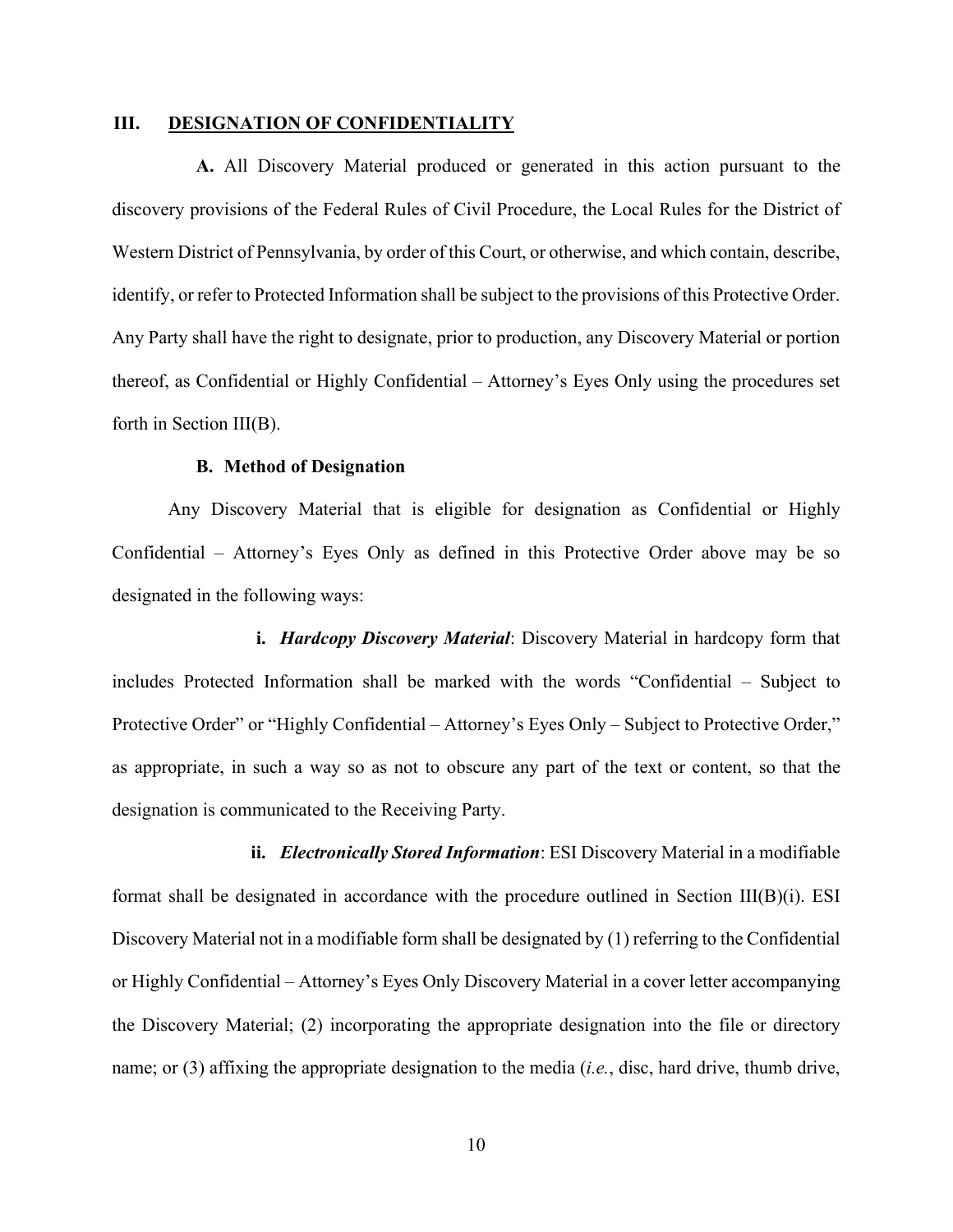## III. DESIGNATION OF CONFIDENTIALITY

**A.** All Discovery Material produced or generated in this action pursuant to the discovery provisions of the Federal Rules of Civil Procedure, the Local Rules for the District of Western District of Pennsylvania, by order of this Court, or otherwise, and which contain, describe, identify, or refer to Protected Information shall be subject to the provisions of this Protective Order. Any Party shall have the right to designate, prior to production, any Discovery Material or portion thereof, as Confidential or Highly Confidential – Attorney's Eyes Only using the procedures set forth in Section III(B).

**B. Method of Designation**

Any Discovery Material that is eligible for designation as Confidential or Highly Confidential – Attorney's Eyes Only as defined in this Protective Order above may be so designated in the following ways:

**i.** ***Hardcopy Discovery Material***: Discovery Material in hardcopy form that includes Protected Information shall be marked with the words "Confidential – Subject to Protective Order" or "Highly Confidential – Attorney's Eyes Only – Subject to Protective Order," as appropriate, in such a way so as not to obscure any part of the text or content, so that the designation is communicated to the Receiving Party.

**ii.** ***Electronically Stored Information***: ESI Discovery Material in a modifiable format shall be designated in accordance with the procedure outlined in Section III(B)(i). ESI Discovery Material not in a modifiable form shall be designated by (1) referring to the Confidential or Highly Confidential – Attorney's Eyes Only Discovery Material in a cover letter accompanying the Discovery Material; (2) incorporating the appropriate designation into the file or directory name; or (3) affixing the appropriate designation to the media (*i.e.*, disc, hard drive, thumb drive,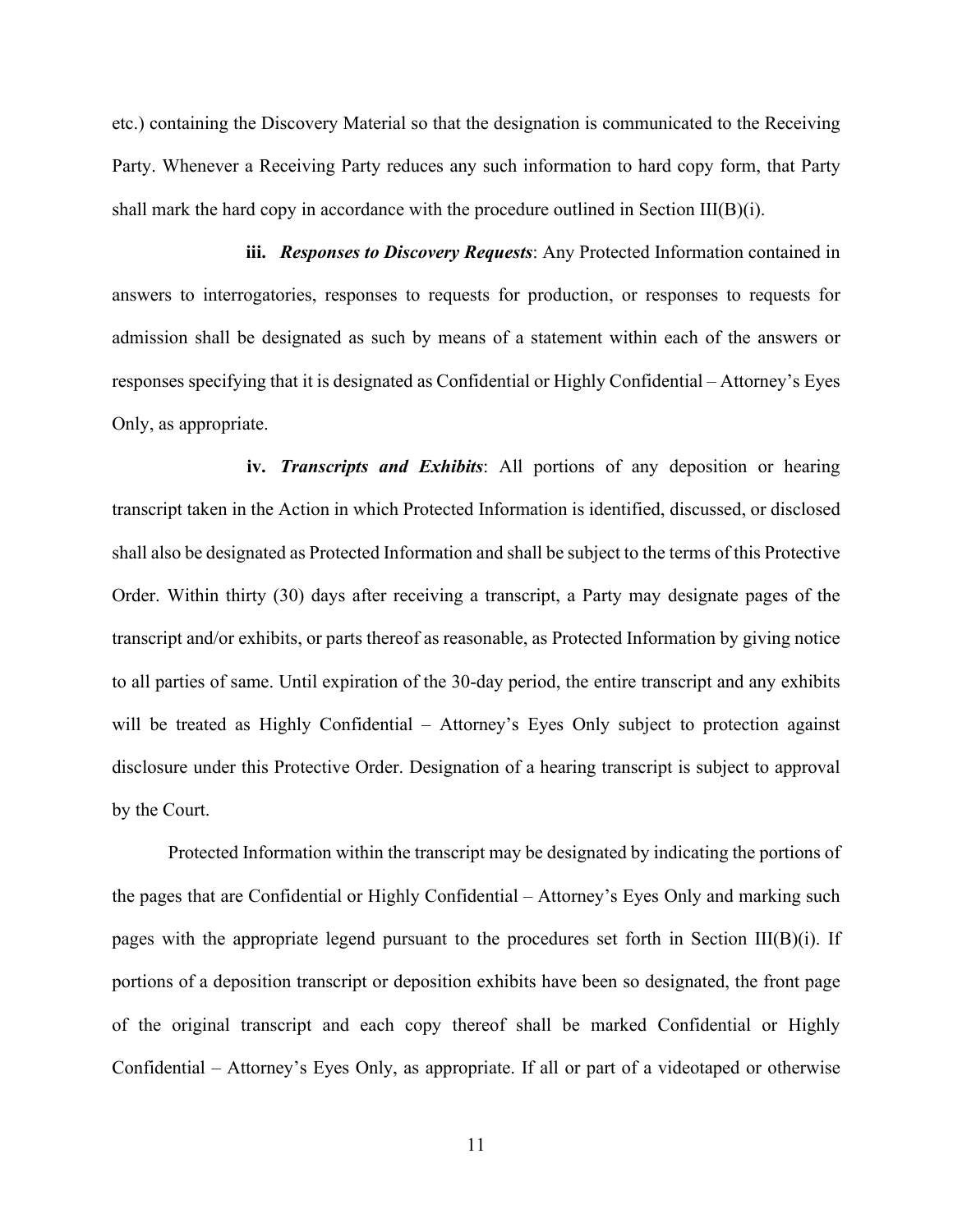etc.) containing the Discovery Material so that the designation is communicated to the Receiving Party. Whenever a Receiving Party reduces any such information to hard copy form, that Party shall mark the hard copy in accordance with the procedure outlined in Section III(B)(i).

**iii.** ***Responses to Discovery Requests***: Any Protected Information contained in answers to interrogatories, responses to requests for production, or responses to requests for admission shall be designated as such by means of a statement within each of the answers or responses specifying that it is designated as Confidential or Highly Confidential – Attorney's Eyes Only, as appropriate.

**iv.** ***Transcripts and Exhibits***: All portions of any deposition or hearing transcript taken in the Action in which Protected Information is identified, discussed, or disclosed shall also be designated as Protected Information and shall be subject to the terms of this Protective Order. Within thirty (30) days after receiving a transcript, a Party may designate pages of the transcript and/or exhibits, or parts thereof as reasonable, as Protected Information by giving notice to all parties of same. Until expiration of the 30-day period, the entire transcript and any exhibits will be treated as Highly Confidential – Attorney's Eyes Only subject to protection against disclosure under this Protective Order. Designation of a hearing transcript is subject to approval by the Court.

Protected Information within the transcript may be designated by indicating the portions of the pages that are Confidential or Highly Confidential – Attorney's Eyes Only and marking such pages with the appropriate legend pursuant to the procedures set forth in Section III(B)(i). If portions of a deposition transcript or deposition exhibits have been so designated, the front page of the original transcript and each copy thereof shall be marked Confidential or Highly Confidential – Attorney's Eyes Only, as appropriate. If all or part of a videotaped or otherwise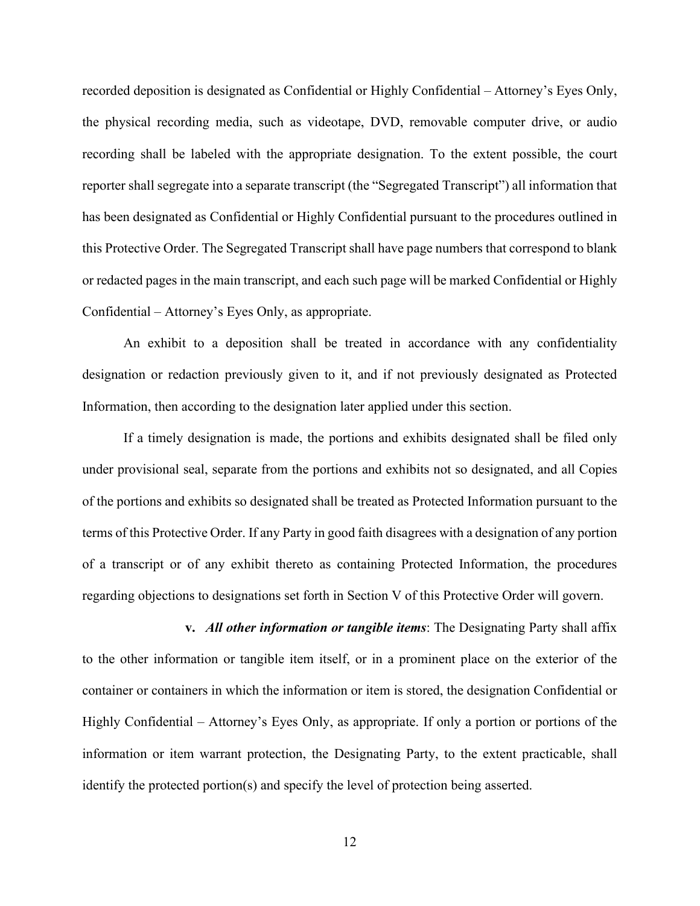recorded deposition is designated as Confidential or Highly Confidential – Attorney's Eyes Only, the physical recording media, such as videotape, DVD, removable computer drive, or audio recording shall be labeled with the appropriate designation. To the extent possible, the court reporter shall segregate into a separate transcript (the "Segregated Transcript") all information that has been designated as Confidential or Highly Confidential pursuant to the procedures outlined in this Protective Order. The Segregated Transcript shall have page numbers that correspond to blank or redacted pages in the main transcript, and each such page will be marked Confidential or Highly Confidential – Attorney's Eyes Only, as appropriate.

An exhibit to a deposition shall be treated in accordance with any confidentiality designation or redaction previously given to it, and if not previously designated as Protected Information, then according to the designation later applied under this section.

If a timely designation is made, the portions and exhibits designated shall be filed only under provisional seal, separate from the portions and exhibits not so designated, and all Copies of the portions and exhibits so designated shall be treated as Protected Information pursuant to the terms of this Protective Order. If any Party in good faith disagrees with a designation of any portion of a transcript or of any exhibit thereto as containing Protected Information, the procedures regarding objections to designations set forth in Section V of this Protective Order will govern.

**v.** ***All other information or tangible items***: The Designating Party shall affix to the other information or tangible item itself, or in a prominent place on the exterior of the container or containers in which the information or item is stored, the designation Confidential or Highly Confidential – Attorney's Eyes Only, as appropriate. If only a portion or portions of the information or item warrant protection, the Designating Party, to the extent practicable, shall identify the protected portion(s) and specify the level of protection being asserted.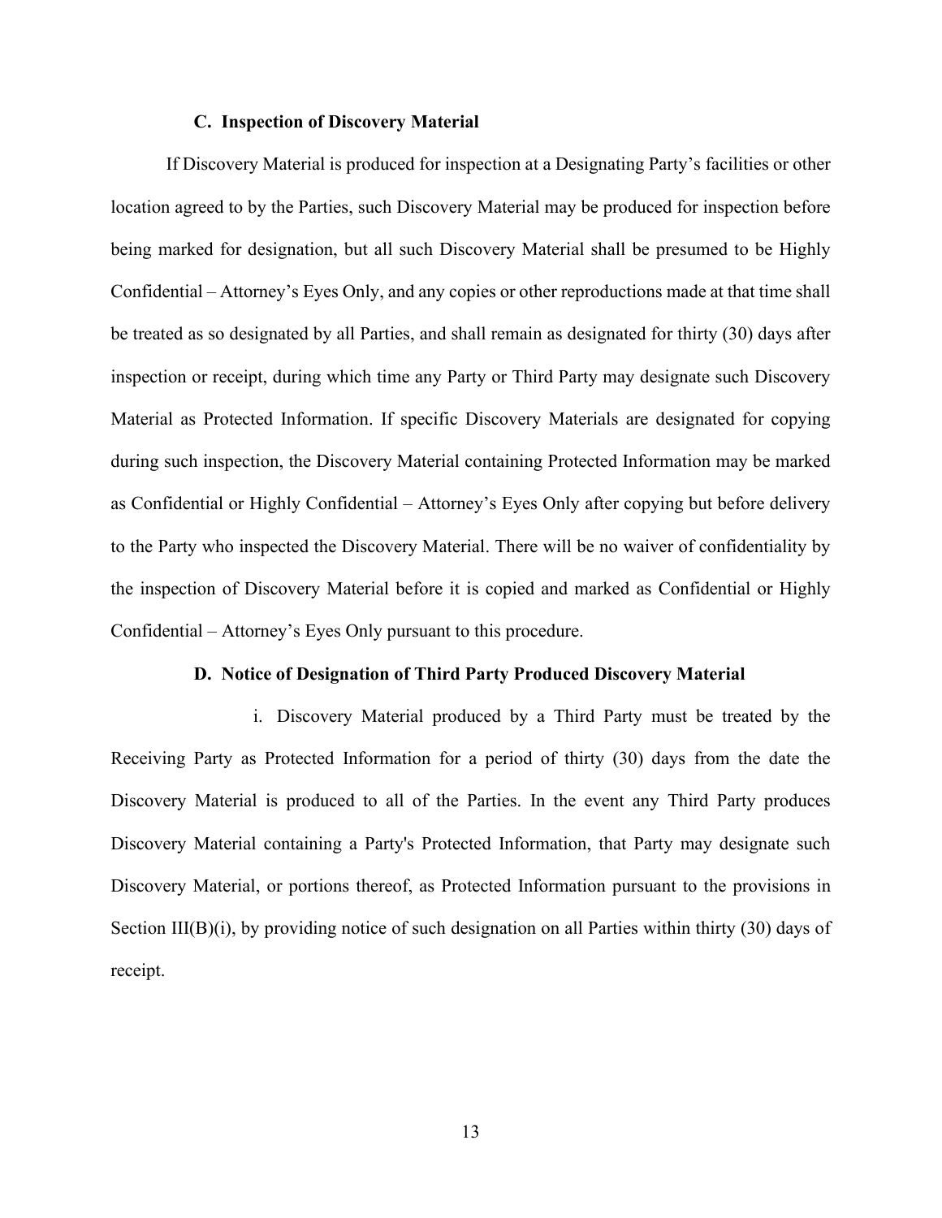### C. Inspection of Discovery Material

If Discovery Material is produced for inspection at a Designating Party's facilities or other location agreed to by the Parties, such Discovery Material may be produced for inspection before being marked for designation, but all such Discovery Material shall be presumed to be Highly Confidential – Attorney's Eyes Only, and any copies or other reproductions made at that time shall be treated as so designated by all Parties, and shall remain as designated for thirty (30) days after inspection or receipt, during which time any Party or Third Party may designate such Discovery Material as Protected Information. If specific Discovery Materials are designated for copying during such inspection, the Discovery Material containing Protected Information may be marked as Confidential or Highly Confidential – Attorney's Eyes Only after copying but before delivery to the Party who inspected the Discovery Material. There will be no waiver of confidentiality by the inspection of Discovery Material before it is copied and marked as Confidential or Highly Confidential – Attorney's Eyes Only pursuant to this procedure.

### D. Notice of Designation of Third Party Produced Discovery Material

i. Discovery Material produced by a Third Party must be treated by the Receiving Party as Protected Information for a period of thirty (30) days from the date the Discovery Material is produced to all of the Parties. In the event any Third Party produces Discovery Material containing a Party's Protected Information, that Party may designate such Discovery Material, or portions thereof, as Protected Information pursuant to the provisions in Section III(B)(i), by providing notice of such designation on all Parties within thirty (30) days of receipt.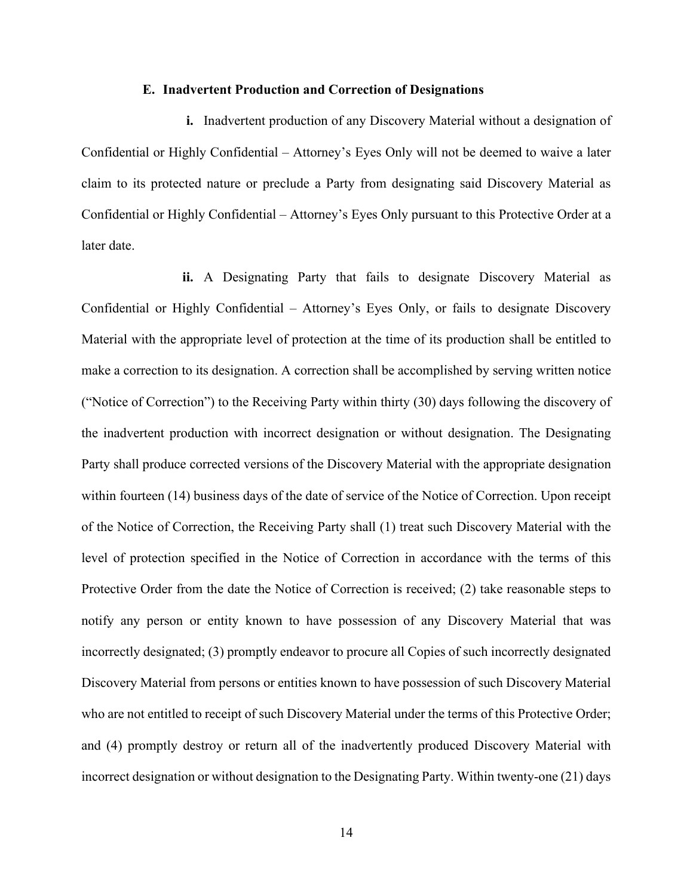### E. Inadvertent Production and Correction of Designations

**i.** Inadvertent production of any Discovery Material without a designation of Confidential or Highly Confidential – Attorney's Eyes Only will not be deemed to waive a later claim to its protected nature or preclude a Party from designating said Discovery Material as Confidential or Highly Confidential – Attorney's Eyes Only pursuant to this Protective Order at a later date.

**ii.** A Designating Party that fails to designate Discovery Material as Confidential or Highly Confidential – Attorney's Eyes Only, or fails to designate Discovery Material with the appropriate level of protection at the time of its production shall be entitled to make a correction to its designation. A correction shall be accomplished by serving written notice ("Notice of Correction") to the Receiving Party within thirty (30) days following the discovery of the inadvertent production with incorrect designation or without designation. The Designating Party shall produce corrected versions of the Discovery Material with the appropriate designation within fourteen (14) business days of the date of service of the Notice of Correction. Upon receipt of the Notice of Correction, the Receiving Party shall (1) treat such Discovery Material with the level of protection specified in the Notice of Correction in accordance with the terms of this Protective Order from the date the Notice of Correction is received; (2) take reasonable steps to notify any person or entity known to have possession of any Discovery Material that was incorrectly designated; (3) promptly endeavor to procure all Copies of such incorrectly designated Discovery Material from persons or entities known to have possession of such Discovery Material who are not entitled to receipt of such Discovery Material under the terms of this Protective Order; and (4) promptly destroy or return all of the inadvertently produced Discovery Material with incorrect designation or without designation to the Designating Party. Within twenty-one (21) days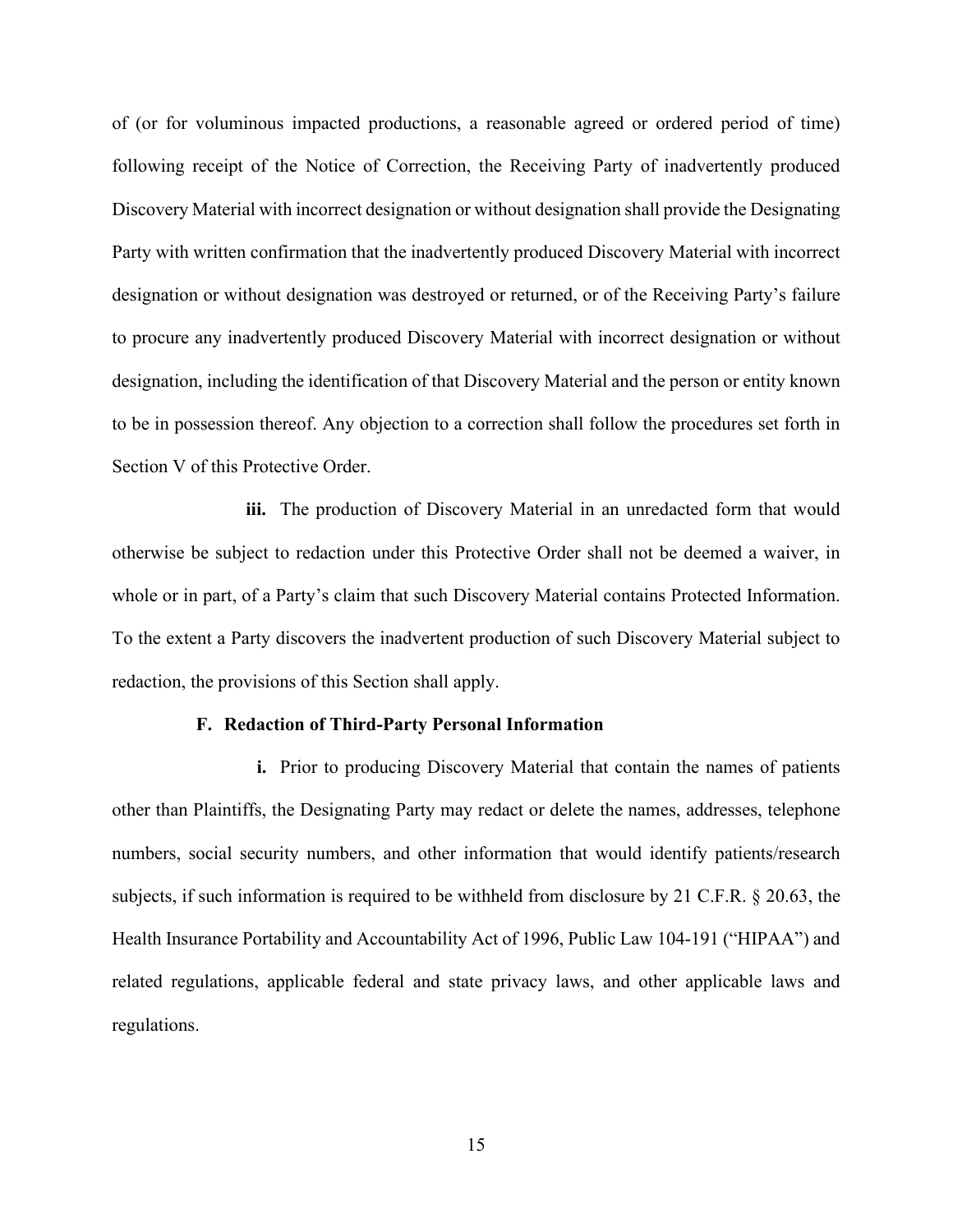of (or for voluminous impacted productions, a reasonable agreed or ordered period of time) following receipt of the Notice of Correction, the Receiving Party of inadvertently produced Discovery Material with incorrect designation or without designation shall provide the Designating Party with written confirmation that the inadvertently produced Discovery Material with incorrect designation or without designation was destroyed or returned, or of the Receiving Party's failure to procure any inadvertently produced Discovery Material with incorrect designation or without designation, including the identification of that Discovery Material and the person or entity known to be in possession thereof. Any objection to a correction shall follow the procedures set forth in Section V of this Protective Order.

**iii.** The production of Discovery Material in an unredacted form that would otherwise be subject to redaction under this Protective Order shall not be deemed a waiver, in whole or in part, of a Party's claim that such Discovery Material contains Protected Information. To the extent a Party discovers the inadvertent production of such Discovery Material subject to redaction, the provisions of this Section shall apply.

### F. Redaction of Third-Party Personal Information

**i.** Prior to producing Discovery Material that contain the names of patients other than Plaintiffs, the Designating Party may redact or delete the names, addresses, telephone numbers, social security numbers, and other information that would identify patients/research subjects, if such information is required to be withheld from disclosure by 21 C.F.R. § 20.63, the Health Insurance Portability and Accountability Act of 1996, Public Law 104-191 ("HIPAA") and related regulations, applicable federal and state privacy laws, and other applicable laws and regulations.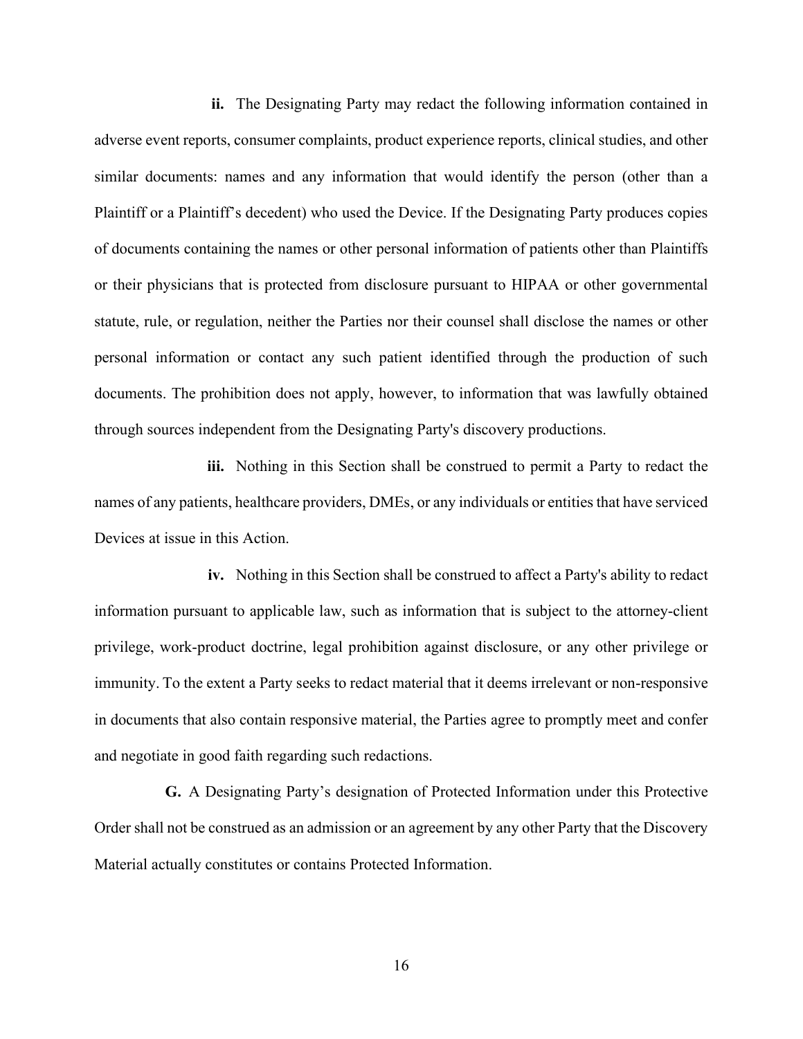**ii.** The Designating Party may redact the following information contained in adverse event reports, consumer complaints, product experience reports, clinical studies, and other similar documents: names and any information that would identify the person (other than a Plaintiff or a Plaintiff's decedent) who used the Device. If the Designating Party produces copies of documents containing the names or other personal information of patients other than Plaintiffs or their physicians that is protected from disclosure pursuant to HIPAA or other governmental statute, rule, or regulation, neither the Parties nor their counsel shall disclose the names or other personal information or contact any such patient identified through the production of such documents. The prohibition does not apply, however, to information that was lawfully obtained through sources independent from the Designating Party's discovery productions.

**iii.** Nothing in this Section shall be construed to permit a Party to redact the names of any patients, healthcare providers, DMEs, or any individuals or entities that have serviced Devices at issue in this Action.

**iv.** Nothing in this Section shall be construed to affect a Party's ability to redact information pursuant to applicable law, such as information that is subject to the attorney-client privilege, work-product doctrine, legal prohibition against disclosure, or any other privilege or immunity. To the extent a Party seeks to redact material that it deems irrelevant or non-responsive in documents that also contain responsive material, the Parties agree to promptly meet and confer and negotiate in good faith regarding such redactions.

**G.** A Designating Party's designation of Protected Information under this Protective Order shall not be construed as an admission or an agreement by any other Party that the Discovery Material actually constitutes or contains Protected Information.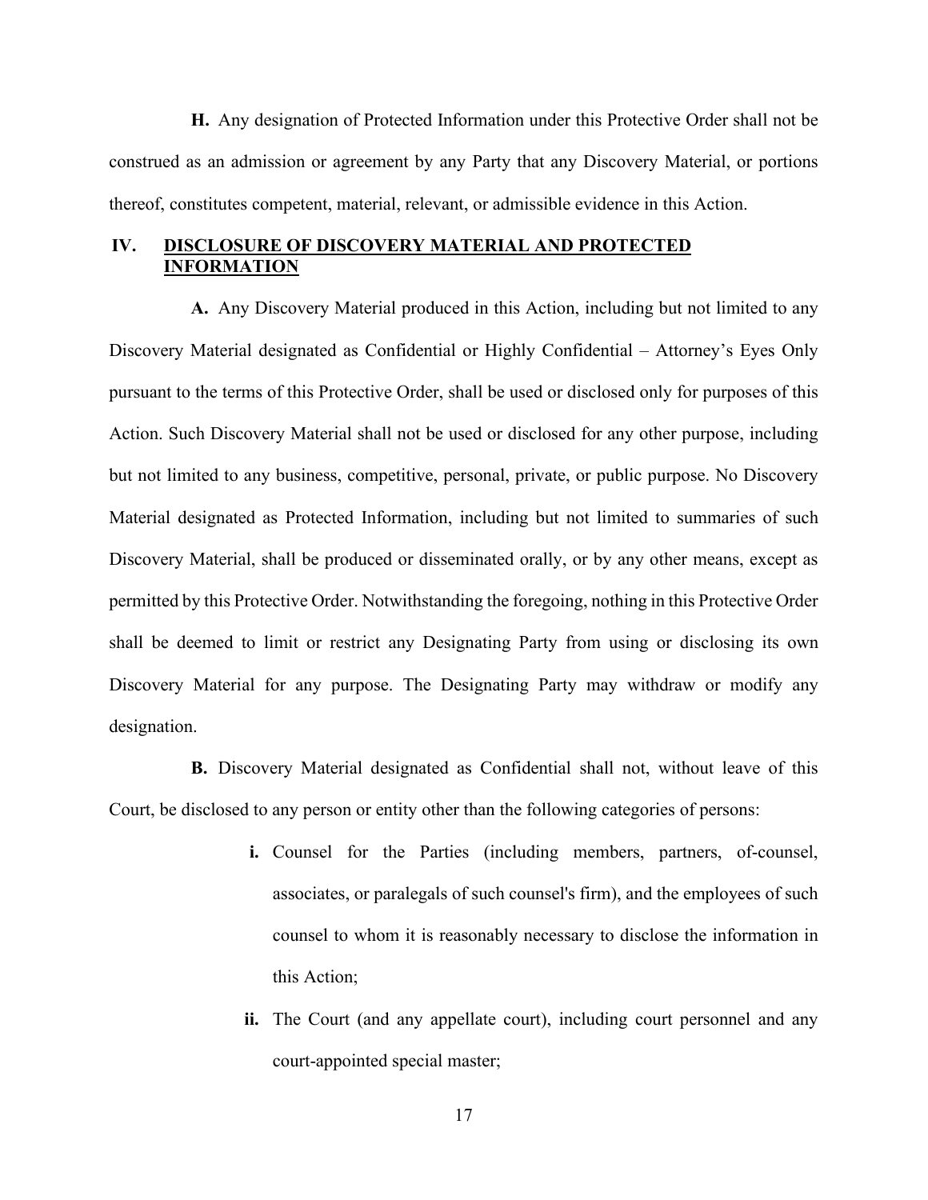**H.** Any designation of Protected Information under this Protective Order shall not be construed as an admission or agreement by any Party that any Discovery Material, or portions thereof, constitutes competent, material, relevant, or admissible evidence in this Action.

## IV. DISCLOSURE OF DISCOVERY MATERIAL AND PROTECTED INFORMATION

**A.** Any Discovery Material produced in this Action, including but not limited to any Discovery Material designated as Confidential or Highly Confidential – Attorney's Eyes Only pursuant to the terms of this Protective Order, shall be used or disclosed only for purposes of this Action. Such Discovery Material shall not be used or disclosed for any other purpose, including but not limited to any business, competitive, personal, private, or public purpose. No Discovery Material designated as Protected Information, including but not limited to summaries of such Discovery Material, shall be produced or disseminated orally, or by any other means, except as permitted by this Protective Order. Notwithstanding the foregoing, nothing in this Protective Order shall be deemed to limit or restrict any Designating Party from using or disclosing its own Discovery Material for any purpose. The Designating Party may withdraw or modify any designation.

**B.** Discovery Material designated as Confidential shall not, without leave of this Court, be disclosed to any person or entity other than the following categories of persons:

- **i.** Counsel for the Parties (including members, partners, of-counsel, associates, or paralegals of such counsel's firm), and the employees of such counsel to whom it is reasonably necessary to disclose the information in this Action;
- **ii.** The Court (and any appellate court), including court personnel and any court-appointed special master;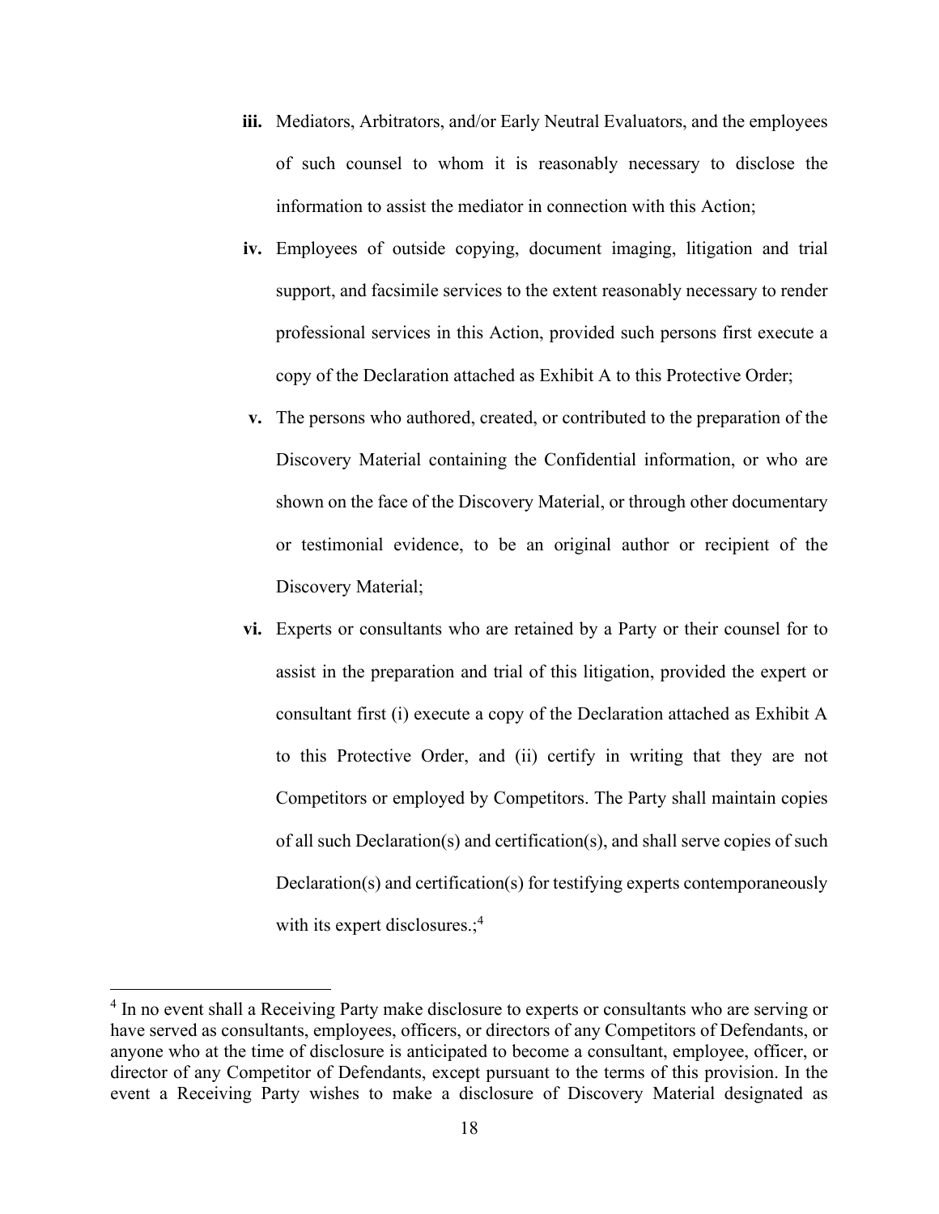iii. Mediators, Arbitrators, and/or Early Neutral Evaluators, and the employees of such counsel to whom it is reasonably necessary to disclose the information to assist the mediator in connection with this Action;

iv. Employees of outside copying, document imaging, litigation and trial support, and facsimile services to the extent reasonably necessary to render professional services in this Action, provided such persons first execute a copy of the Declaration attached as Exhibit A to this Protective Order;

v. The persons who authored, created, or contributed to the preparation of the Discovery Material containing the Confidential information, or who are shown on the face of the Discovery Material, or through other documentary or testimonial evidence, to be an original author or recipient of the Discovery Material;

vi. Experts or consultants who are retained by a Party or their counsel for to assist in the preparation and trial of this litigation, provided the expert or consultant first (i) execute a copy of the Declaration attached as Exhibit A to this Protective Order, and (ii) certify in writing that they are not Competitors or employed by Competitors. The Party shall maintain copies of all such Declaration(s) and certification(s), and shall serve copies of such Declaration(s) and certification(s) for testifying experts contemporaneously with its expert disclosures.;[4]

---

[4] In no event shall a Receiving Party make disclosure to experts or consultants who are serving or have served as consultants, employees, officers, or directors of any Competitors of Defendants, or anyone who at the time of disclosure is anticipated to become a consultant, employee, officer, or director of any Competitor of Defendants, except pursuant to the terms of this provision. In the event a Receiving Party wishes to make a disclosure of Discovery Material designated as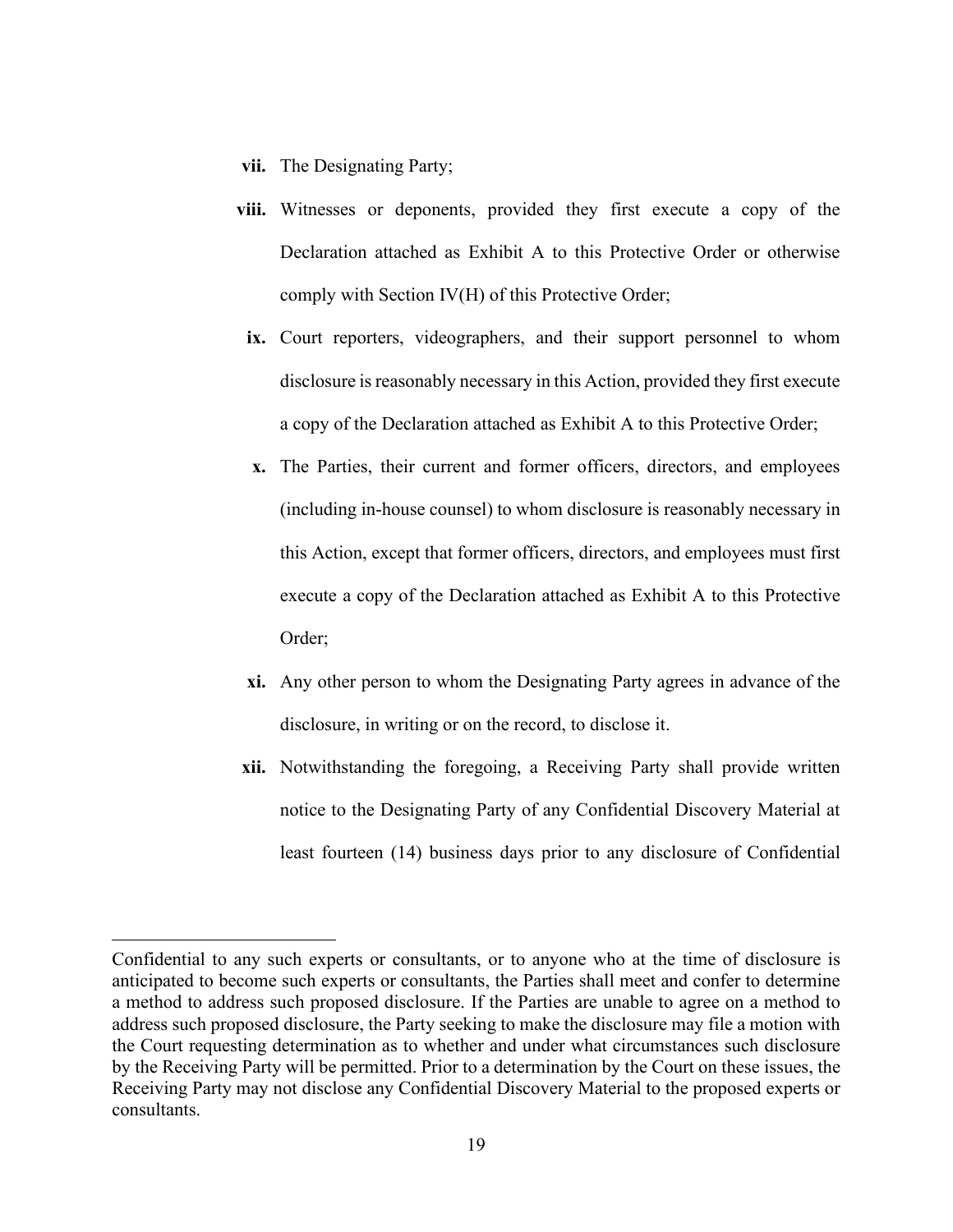- **vii.** The Designating Party;
- **viii.** Witnesses or deponents, provided they first execute a copy of the Declaration attached as Exhibit A to this Protective Order or otherwise comply with Section IV(H) of this Protective Order;
- **ix.** Court reporters, videographers, and their support personnel to whom disclosure is reasonably necessary in this Action, provided they first execute a copy of the Declaration attached as Exhibit A to this Protective Order;
- **x.** The Parties, their current and former officers, directors, and employees (including in-house counsel) to whom disclosure is reasonably necessary in this Action, except that former officers, directors, and employees must first execute a copy of the Declaration attached as Exhibit A to this Protective Order;
- **xi.** Any other person to whom the Designating Party agrees in advance of the disclosure, in writing or on the record, to disclose it.
- **xii.** Notwithstanding the foregoing, a Receiving Party shall provide written notice to the Designating Party of any Confidential Discovery Material at least fourteen (14) business days prior to any disclosure of Confidential

---

Confidential to any such experts or consultants, or to anyone who at the time of disclosure is anticipated to become such experts or consultants, the Parties shall meet and confer to determine a method to address such proposed disclosure. If the Parties are unable to agree on a method to address such proposed disclosure, the Party seeking to make the disclosure may file a motion with the Court requesting determination as to whether and under what circumstances such disclosure by the Receiving Party will be permitted. Prior to a determination by the Court on these issues, the Receiving Party may not disclose any Confidential Discovery Material to the proposed experts or consultants.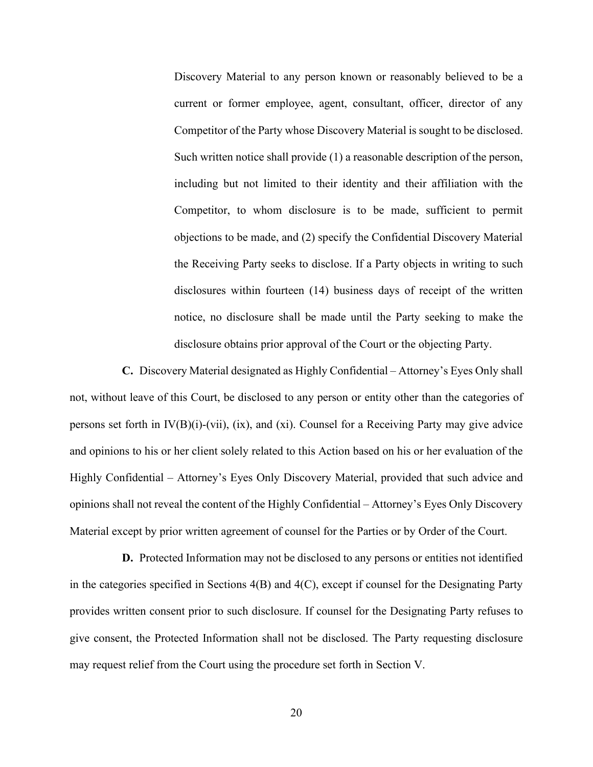Discovery Material to any person known or reasonably believed to be a current or former employee, agent, consultant, officer, director of any Competitor of the Party whose Discovery Material is sought to be disclosed. Such written notice shall provide (1) a reasonable description of the person, including but not limited to their identity and their affiliation with the Competitor, to whom disclosure is to be made, sufficient to permit objections to be made, and (2) specify the Confidential Discovery Material the Receiving Party seeks to disclose. If a Party objects in writing to such disclosures within fourteen (14) business days of receipt of the written notice, no disclosure shall be made until the Party seeking to make the disclosure obtains prior approval of the Court or the objecting Party.

**C.** Discovery Material designated as Highly Confidential – Attorney's Eyes Only shall not, without leave of this Court, be disclosed to any person or entity other than the categories of persons set forth in IV(B)(i)-(vii), (ix), and (xi). Counsel for a Receiving Party may give advice and opinions to his or her client solely related to this Action based on his or her evaluation of the Highly Confidential – Attorney's Eyes Only Discovery Material, provided that such advice and opinions shall not reveal the content of the Highly Confidential – Attorney's Eyes Only Discovery Material except by prior written agreement of counsel for the Parties or by Order of the Court.

**D.** Protected Information may not be disclosed to any persons or entities not identified in the categories specified in Sections 4(B) and 4(C), except if counsel for the Designating Party provides written consent prior to such disclosure. If counsel for the Designating Party refuses to give consent, the Protected Information shall not be disclosed. The Party requesting disclosure may request relief from the Court using the procedure set forth in Section V.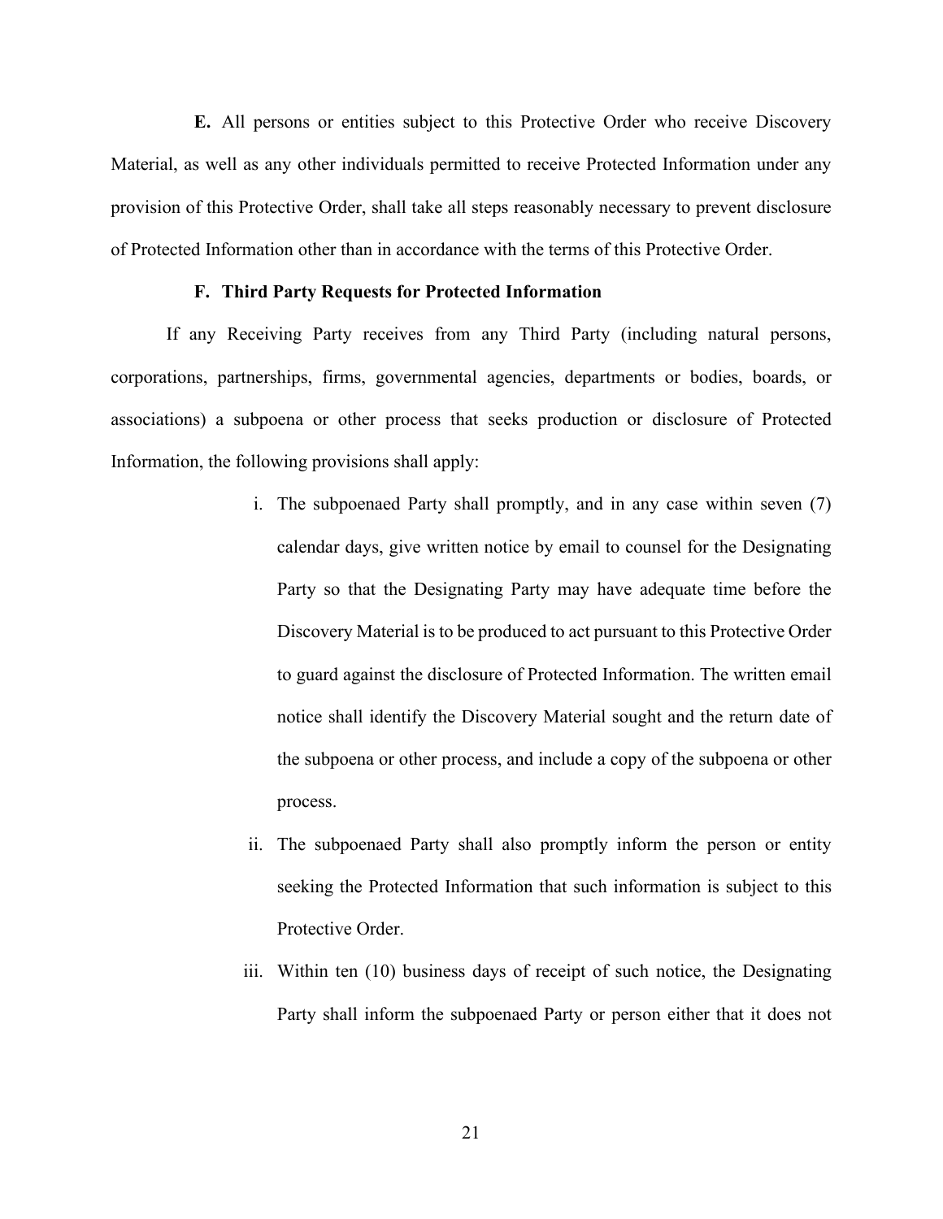**E.** All persons or entities subject to this Protective Order who receive Discovery Material, as well as any other individuals permitted to receive Protected Information under any provision of this Protective Order, shall take all steps reasonably necessary to prevent disclosure of Protected Information other than in accordance with the terms of this Protective Order.

**F. Third Party Requests for Protected Information**

If any Receiving Party receives from any Third Party (including natural persons, corporations, partnerships, firms, governmental agencies, departments or bodies, boards, or associations) a subpoena or other process that seeks production or disclosure of Protected Information, the following provisions shall apply:

i. The subpoenaed Party shall promptly, and in any case within seven (7) calendar days, give written notice by email to counsel for the Designating Party so that the Designating Party may have adequate time before the Discovery Material is to be produced to act pursuant to this Protective Order to guard against the disclosure of Protected Information. The written email notice shall identify the Discovery Material sought and the return date of the subpoena or other process, and include a copy of the subpoena or other process.

ii. The subpoenaed Party shall also promptly inform the person or entity seeking the Protected Information that such information is subject to this Protective Order.

iii. Within ten (10) business days of receipt of such notice, the Designating Party shall inform the subpoenaed Party or person either that it does not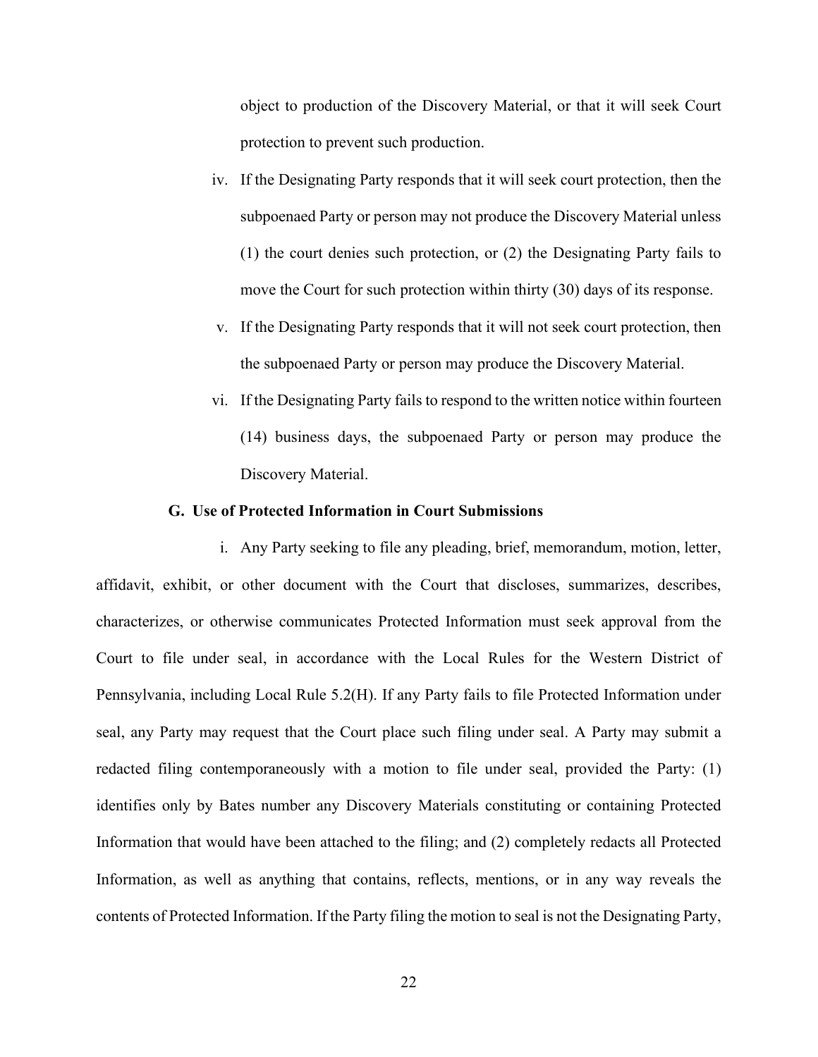object to production of the Discovery Material, or that it will seek Court protection to prevent such production.

iv. If the Designating Party responds that it will seek court protection, then the subpoenaed Party or person may not produce the Discovery Material unless (1) the court denies such protection, or (2) the Designating Party fails to move the Court for such protection within thirty (30) days of its response.

v. If the Designating Party responds that it will not seek court protection, then the subpoenaed Party or person may produce the Discovery Material.

vi. If the Designating Party fails to respond to the written notice within fourteen (14) business days, the subpoenaed Party or person may produce the Discovery Material.

**G. Use of Protected Information in Court Submissions**

i. Any Party seeking to file any pleading, brief, memorandum, motion, letter, affidavit, exhibit, or other document with the Court that discloses, summarizes, describes, characterizes, or otherwise communicates Protected Information must seek approval from the Court to file under seal, in accordance with the Local Rules for the Western District of Pennsylvania, including Local Rule 5.2(H). If any Party fails to file Protected Information under seal, any Party may request that the Court place such filing under seal. A Party may submit a redacted filing contemporaneously with a motion to file under seal, provided the Party: (1) identifies only by Bates number any Discovery Materials constituting or containing Protected Information that would have been attached to the filing; and (2) completely redacts all Protected Information, as well as anything that contains, reflects, mentions, or in any way reveals the contents of Protected Information. If the Party filing the motion to seal is not the Designating Party,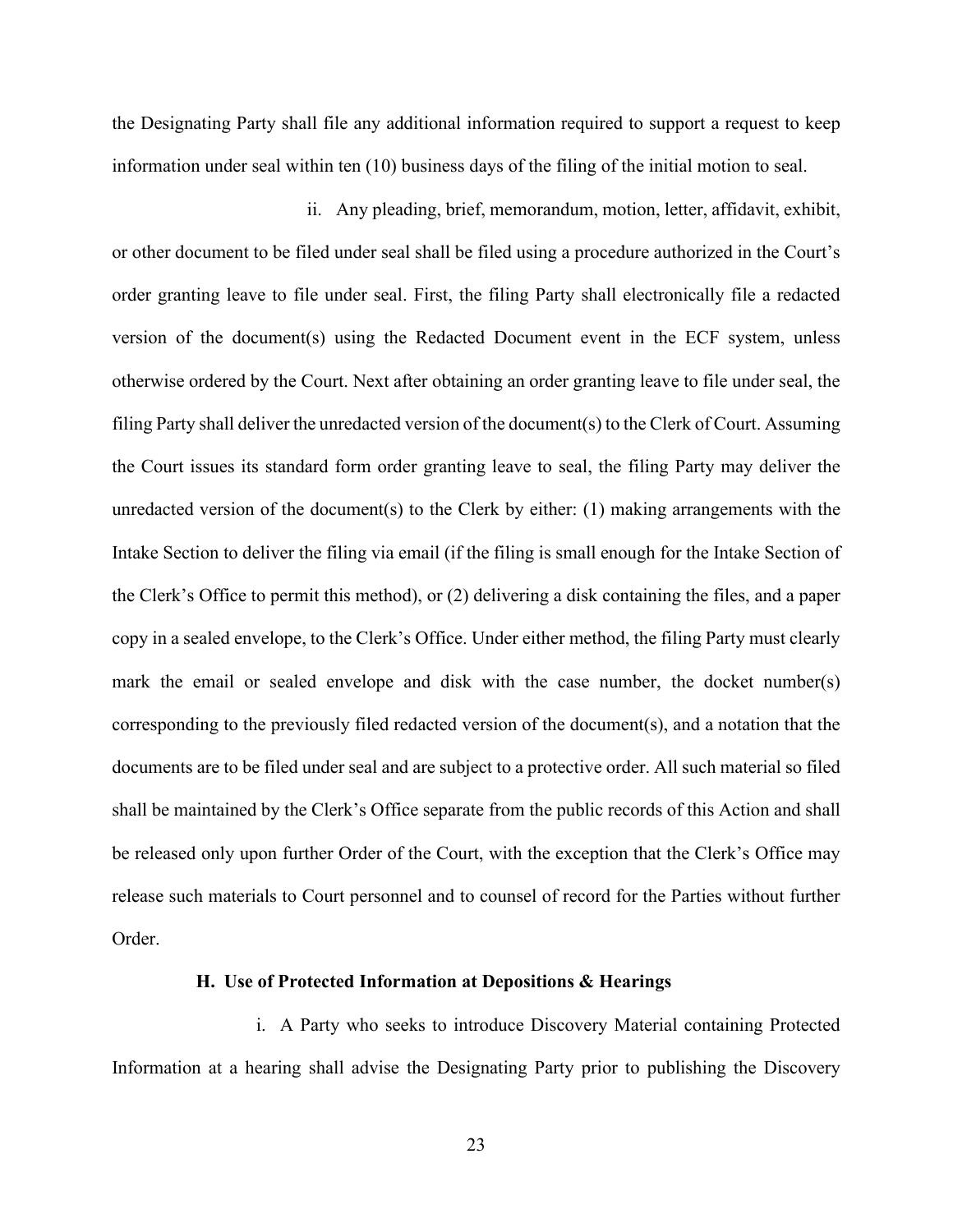the Designating Party shall file any additional information required to support a request to keep information under seal within ten (10) business days of the filing of the initial motion to seal.

ii. Any pleading, brief, memorandum, motion, letter, affidavit, exhibit, or other document to be filed under seal shall be filed using a procedure authorized in the Court's order granting leave to file under seal. First, the filing Party shall electronically file a redacted version of the document(s) using the Redacted Document event in the ECF system, unless otherwise ordered by the Court. Next after obtaining an order granting leave to file under seal, the filing Party shall deliver the unredacted version of the document(s) to the Clerk of Court. Assuming the Court issues its standard form order granting leave to seal, the filing Party may deliver the unredacted version of the document(s) to the Clerk by either: (1) making arrangements with the Intake Section to deliver the filing via email (if the filing is small enough for the Intake Section of the Clerk's Office to permit this method), or (2) delivering a disk containing the files, and a paper copy in a sealed envelope, to the Clerk's Office. Under either method, the filing Party must clearly mark the email or sealed envelope and disk with the case number, the docket number(s) corresponding to the previously filed redacted version of the document(s), and a notation that the documents are to be filed under seal and are subject to a protective order. All such material so filed shall be maintained by the Clerk's Office separate from the public records of this Action and shall be released only upon further Order of the Court, with the exception that the Clerk's Office may release such materials to Court personnel and to counsel of record for the Parties without further Order.

**H. Use of Protected Information at Depositions & Hearings**

i. A Party who seeks to introduce Discovery Material containing Protected Information at a hearing shall advise the Designating Party prior to publishing the Discovery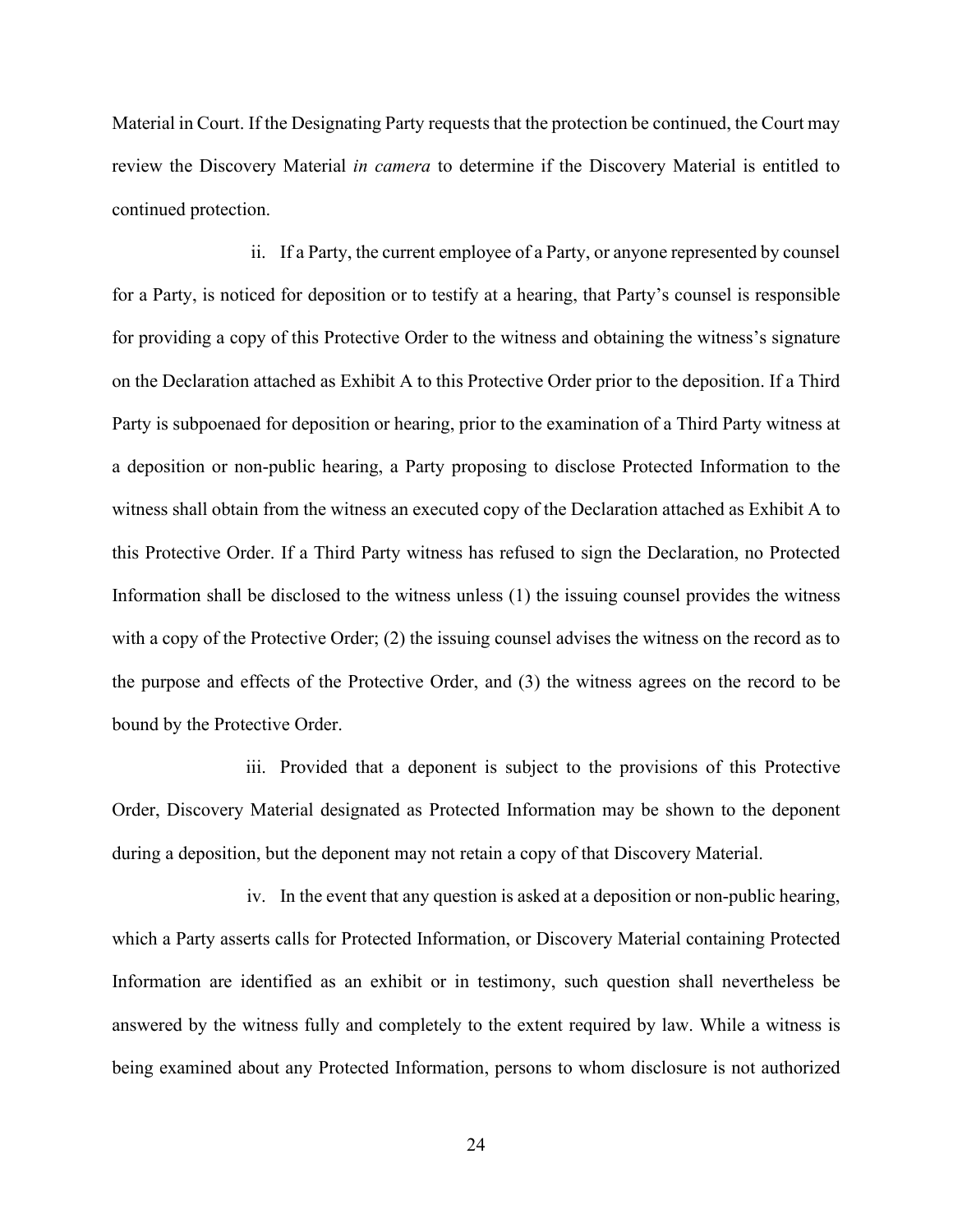Material in Court. If the Designating Party requests that the protection be continued, the Court may review the Discovery Material *in camera* to determine if the Discovery Material is entitled to continued protection.

ii. If a Party, the current employee of a Party, or anyone represented by counsel for a Party, is noticed for deposition or to testify at a hearing, that Party's counsel is responsible for providing a copy of this Protective Order to the witness and obtaining the witness's signature on the Declaration attached as Exhibit A to this Protective Order prior to the deposition. If a Third Party is subpoenaed for deposition or hearing, prior to the examination of a Third Party witness at a deposition or non-public hearing, a Party proposing to disclose Protected Information to the witness shall obtain from the witness an executed copy of the Declaration attached as Exhibit A to this Protective Order. If a Third Party witness has refused to sign the Declaration, no Protected Information shall be disclosed to the witness unless (1) the issuing counsel provides the witness with a copy of the Protective Order; (2) the issuing counsel advises the witness on the record as to the purpose and effects of the Protective Order, and (3) the witness agrees on the record to be bound by the Protective Order.

iii. Provided that a deponent is subject to the provisions of this Protective Order, Discovery Material designated as Protected Information may be shown to the deponent during a deposition, but the deponent may not retain a copy of that Discovery Material.

iv. In the event that any question is asked at a deposition or non-public hearing, which a Party asserts calls for Protected Information, or Discovery Material containing Protected Information are identified as an exhibit or in testimony, such question shall nevertheless be answered by the witness fully and completely to the extent required by law. While a witness is being examined about any Protected Information, persons to whom disclosure is not authorized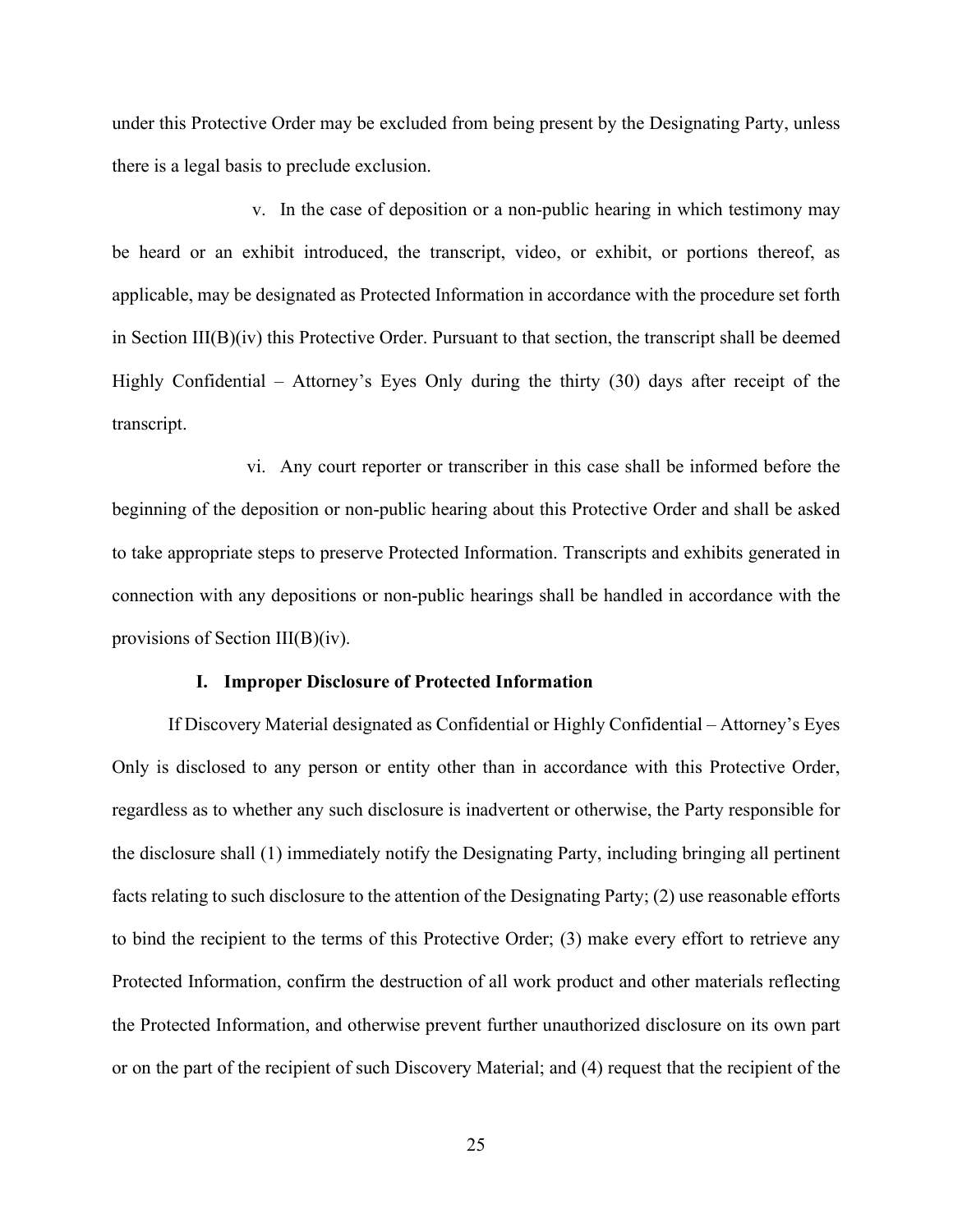under this Protective Order may be excluded from being present by the Designating Party, unless there is a legal basis to preclude exclusion.

v. In the case of deposition or a non-public hearing in which testimony may be heard or an exhibit introduced, the transcript, video, or exhibit, or portions thereof, as applicable, may be designated as Protected Information in accordance with the procedure set forth in Section III(B)(iv) this Protective Order. Pursuant to that section, the transcript shall be deemed Highly Confidential – Attorney's Eyes Only during the thirty (30) days after receipt of the transcript.

vi. Any court reporter or transcriber in this case shall be informed before the beginning of the deposition or non-public hearing about this Protective Order and shall be asked to take appropriate steps to preserve Protected Information. Transcripts and exhibits generated in connection with any depositions or non-public hearings shall be handled in accordance with the provisions of Section III(B)(iv).

### I. Improper Disclosure of Protected Information

If Discovery Material designated as Confidential or Highly Confidential – Attorney's Eyes Only is disclosed to any person or entity other than in accordance with this Protective Order, regardless as to whether any such disclosure is inadvertent or otherwise, the Party responsible for the disclosure shall (1) immediately notify the Designating Party, including bringing all pertinent facts relating to such disclosure to the attention of the Designating Party; (2) use reasonable efforts to bind the recipient to the terms of this Protective Order; (3) make every effort to retrieve any Protected Information, confirm the destruction of all work product and other materials reflecting the Protected Information, and otherwise prevent further unauthorized disclosure on its own part or on the part of the recipient of such Discovery Material; and (4) request that the recipient of the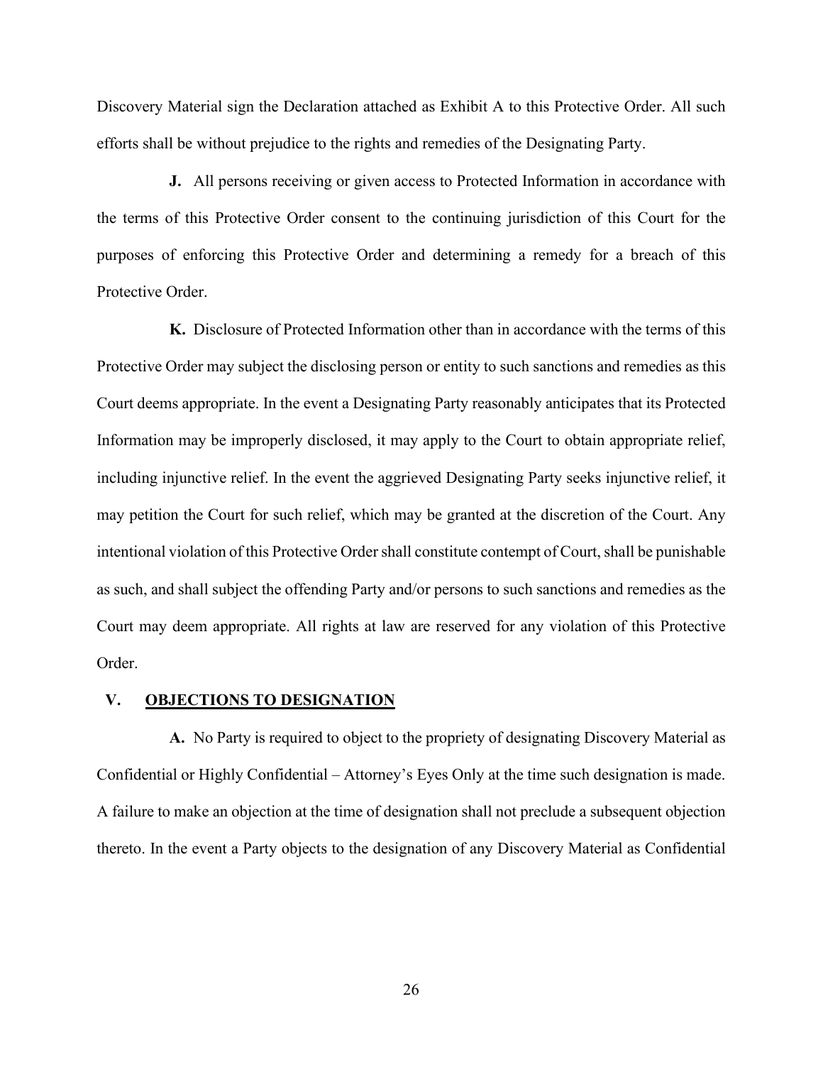Discovery Material sign the Declaration attached as Exhibit A to this Protective Order. All such efforts shall be without prejudice to the rights and remedies of the Designating Party.

**J.** All persons receiving or given access to Protected Information in accordance with the terms of this Protective Order consent to the continuing jurisdiction of this Court for the purposes of enforcing this Protective Order and determining a remedy for a breach of this Protective Order.

**K.** Disclosure of Protected Information other than in accordance with the terms of this Protective Order may subject the disclosing person or entity to such sanctions and remedies as this Court deems appropriate. In the event a Designating Party reasonably anticipates that its Protected Information may be improperly disclosed, it may apply to the Court to obtain appropriate relief, including injunctive relief. In the event the aggrieved Designating Party seeks injunctive relief, it may petition the Court for such relief, which may be granted at the discretion of the Court. Any intentional violation of this Protective Order shall constitute contempt of Court, shall be punishable as such, and shall subject the offending Party and/or persons to such sanctions and remedies as the Court may deem appropriate. All rights at law are reserved for any violation of this Protective Order.

## V. OBJECTIONS TO DESIGNATION

**A.** No Party is required to object to the propriety of designating Discovery Material as Confidential or Highly Confidential – Attorney's Eyes Only at the time such designation is made. A failure to make an objection at the time of designation shall not preclude a subsequent objection thereto. In the event a Party objects to the designation of any Discovery Material as Confidential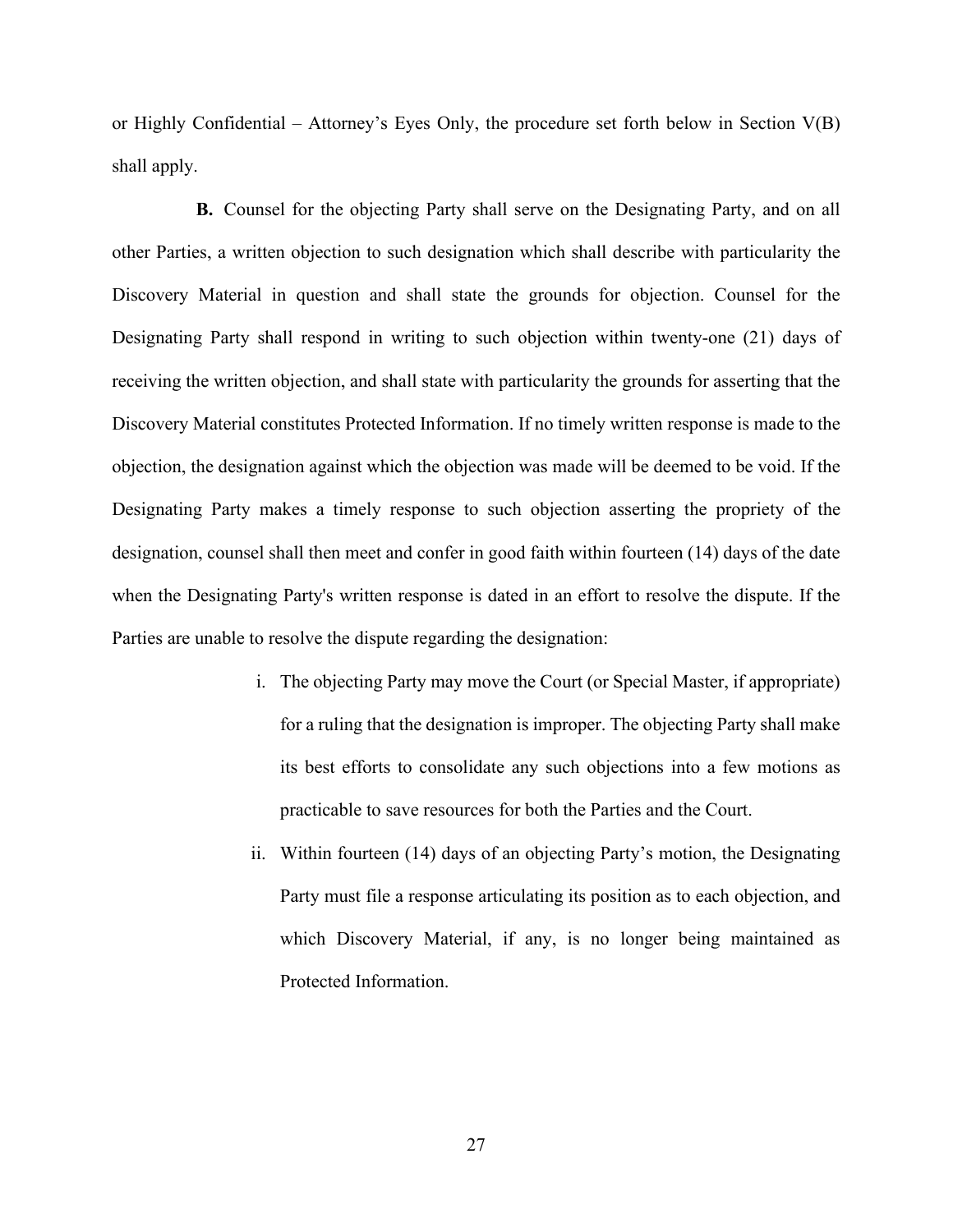or Highly Confidential – Attorney's Eyes Only, the procedure set forth below in Section V(B) shall apply.

**B.** Counsel for the objecting Party shall serve on the Designating Party, and on all other Parties, a written objection to such designation which shall describe with particularity the Discovery Material in question and shall state the grounds for objection. Counsel for the Designating Party shall respond in writing to such objection within twenty-one (21) days of receiving the written objection, and shall state with particularity the grounds for asserting that the Discovery Material constitutes Protected Information. If no timely written response is made to the objection, the designation against which the objection was made will be deemed to be void. If the Designating Party makes a timely response to such objection asserting the propriety of the designation, counsel shall then meet and confer in good faith within fourteen (14) days of the date when the Designating Party's written response is dated in an effort to resolve the dispute. If the Parties are unable to resolve the dispute regarding the designation:

i. The objecting Party may move the Court (or Special Master, if appropriate) for a ruling that the designation is improper. The objecting Party shall make its best efforts to consolidate any such objections into a few motions as practicable to save resources for both the Parties and the Court.

ii. Within fourteen (14) days of an objecting Party's motion, the Designating Party must file a response articulating its position as to each objection, and which Discovery Material, if any, is no longer being maintained as Protected Information.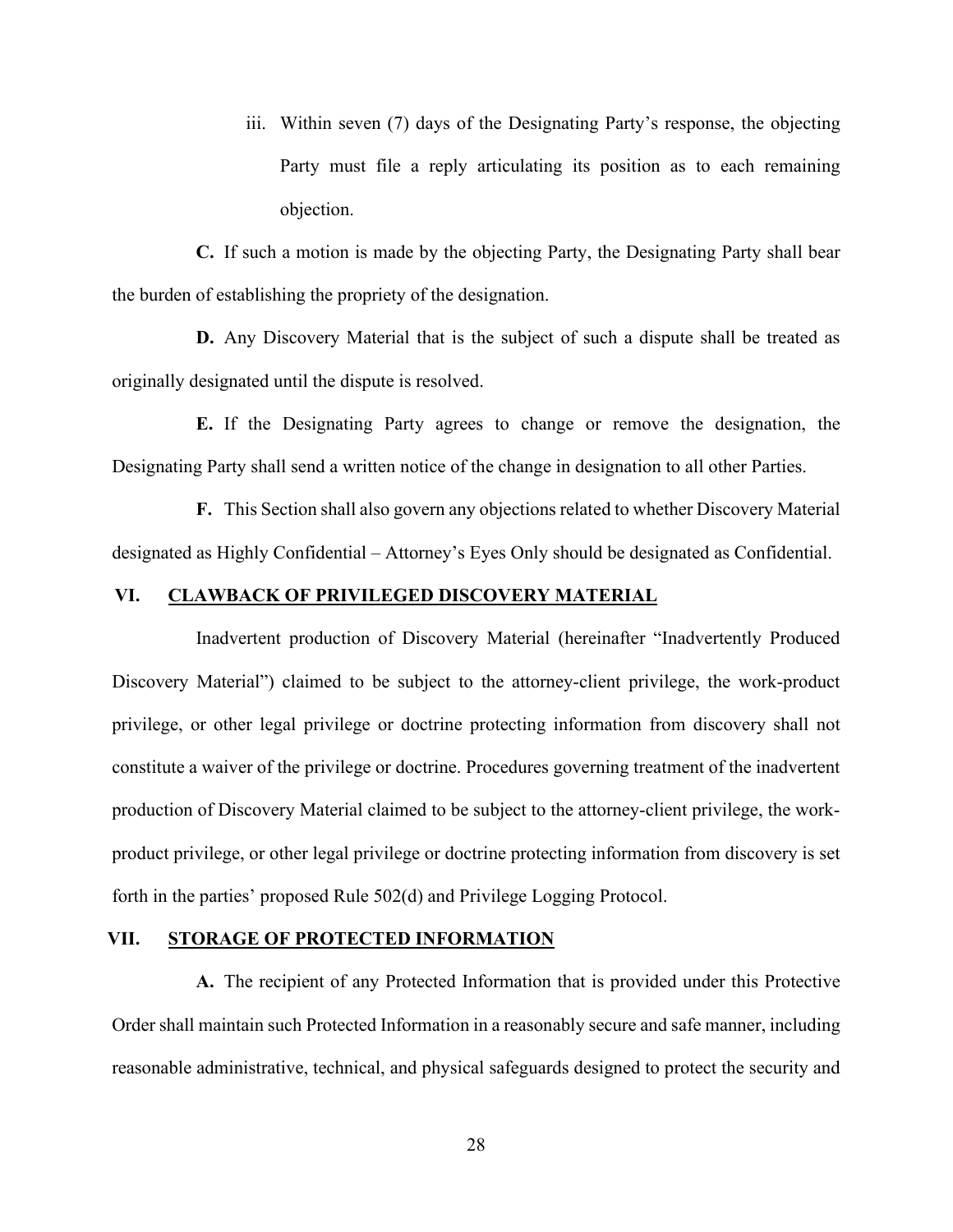iii. Within seven (7) days of the Designating Party's response, the objecting Party must file a reply articulating its position as to each remaining objection.

**C.** If such a motion is made by the objecting Party, the Designating Party shall bear the burden of establishing the propriety of the designation.

**D.** Any Discovery Material that is the subject of such a dispute shall be treated as originally designated until the dispute is resolved.

**E.** If the Designating Party agrees to change or remove the designation, the Designating Party shall send a written notice of the change in designation to all other Parties.

**F.** This Section shall also govern any objections related to whether Discovery Material designated as Highly Confidential – Attorney's Eyes Only should be designated as Confidential.

## VI. CLAWBACK OF PRIVILEGED DISCOVERY MATERIAL

Inadvertent production of Discovery Material (hereinafter "Inadvertently Produced Discovery Material") claimed to be subject to the attorney-client privilege, the work-product privilege, or other legal privilege or doctrine protecting information from discovery shall not constitute a waiver of the privilege or doctrine. Procedures governing treatment of the inadvertent production of Discovery Material claimed to be subject to the attorney-client privilege, the work-product privilege, or other legal privilege or doctrine protecting information from discovery is set forth in the parties' proposed Rule 502(d) and Privilege Logging Protocol.

## VII. STORAGE OF PROTECTED INFORMATION

**A.** The recipient of any Protected Information that is provided under this Protective Order shall maintain such Protected Information in a reasonably secure and safe manner, including reasonable administrative, technical, and physical safeguards designed to protect the security and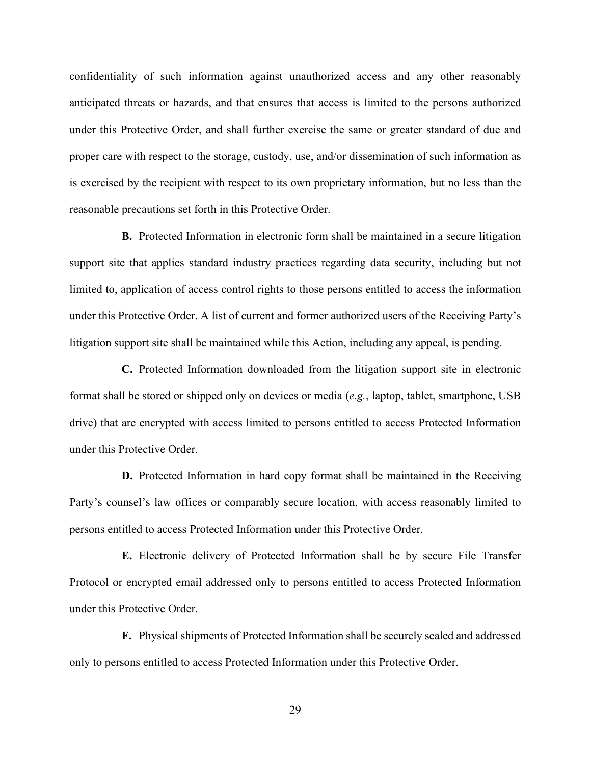confidentiality of such information against unauthorized access and any other reasonably anticipated threats or hazards, and that ensures that access is limited to the persons authorized under this Protective Order, and shall further exercise the same or greater standard of due and proper care with respect to the storage, custody, use, and/or dissemination of such information as is exercised by the recipient with respect to its own proprietary information, but no less than the reasonable precautions set forth in this Protective Order.

**B.** Protected Information in electronic form shall be maintained in a secure litigation support site that applies standard industry practices regarding data security, including but not limited to, application of access control rights to those persons entitled to access the information under this Protective Order. A list of current and former authorized users of the Receiving Party's litigation support site shall be maintained while this Action, including any appeal, is pending.

**C.** Protected Information downloaded from the litigation support site in electronic format shall be stored or shipped only on devices or media (*e.g.*, laptop, tablet, smartphone, USB drive) that are encrypted with access limited to persons entitled to access Protected Information under this Protective Order.

**D.** Protected Information in hard copy format shall be maintained in the Receiving Party's counsel's law offices or comparably secure location, with access reasonably limited to persons entitled to access Protected Information under this Protective Order.

**E.** Electronic delivery of Protected Information shall be by secure File Transfer Protocol or encrypted email addressed only to persons entitled to access Protected Information under this Protective Order.

**F.** Physical shipments of Protected Information shall be securely sealed and addressed only to persons entitled to access Protected Information under this Protective Order.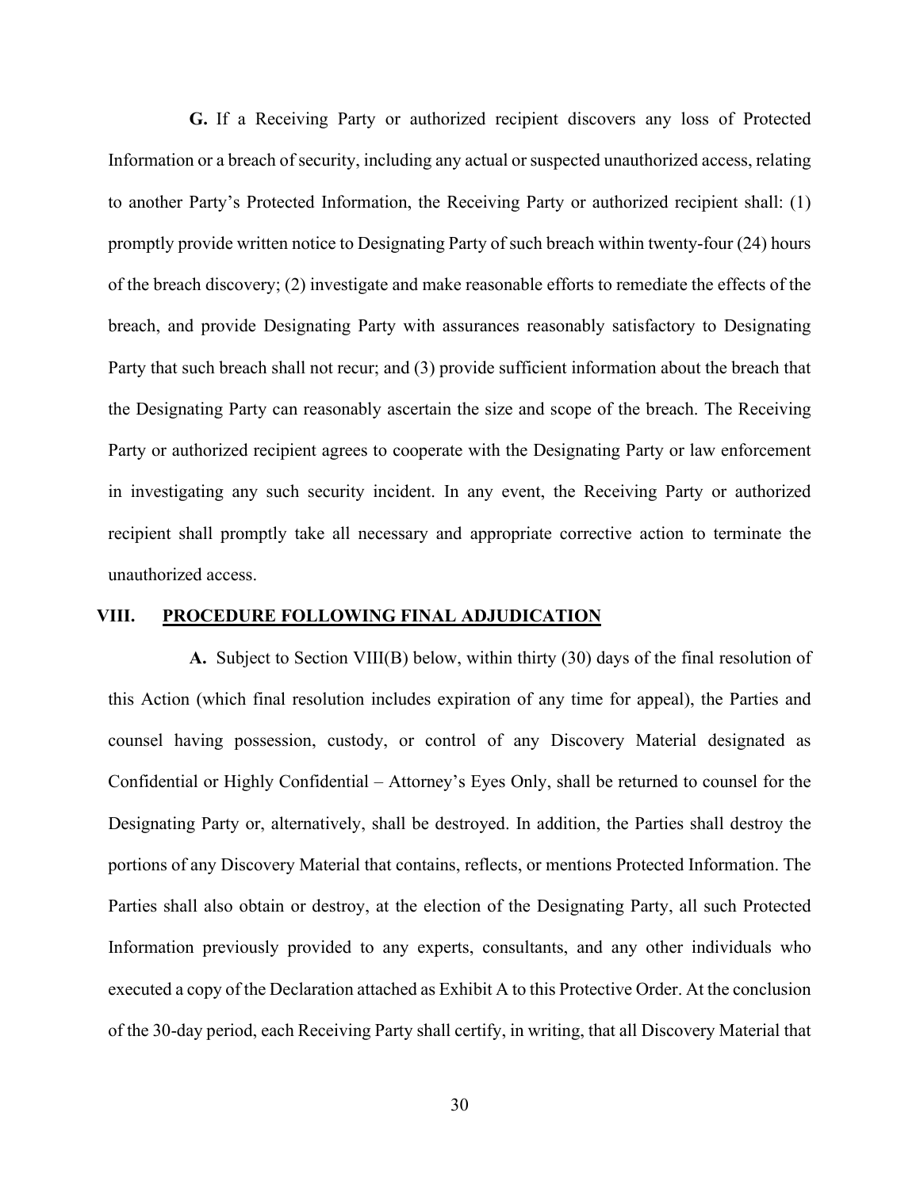**G.** If a Receiving Party or authorized recipient discovers any loss of Protected Information or a breach of security, including any actual or suspected unauthorized access, relating to another Party's Protected Information, the Receiving Party or authorized recipient shall: (1) promptly provide written notice to Designating Party of such breach within twenty-four (24) hours of the breach discovery; (2) investigate and make reasonable efforts to remediate the effects of the breach, and provide Designating Party with assurances reasonably satisfactory to Designating Party that such breach shall not recur; and (3) provide sufficient information about the breach that the Designating Party can reasonably ascertain the size and scope of the breach. The Receiving Party or authorized recipient agrees to cooperate with the Designating Party or law enforcement in investigating any such security incident. In any event, the Receiving Party or authorized recipient shall promptly take all necessary and appropriate corrective action to terminate the unauthorized access.

## VIII. PROCEDURE FOLLOWING FINAL ADJUDICATION

**A.** Subject to Section VIII(B) below, within thirty (30) days of the final resolution of this Action (which final resolution includes expiration of any time for appeal), the Parties and counsel having possession, custody, or control of any Discovery Material designated as Confidential or Highly Confidential – Attorney's Eyes Only, shall be returned to counsel for the Designating Party or, alternatively, shall be destroyed. In addition, the Parties shall destroy the portions of any Discovery Material that contains, reflects, or mentions Protected Information. The Parties shall also obtain or destroy, at the election of the Designating Party, all such Protected Information previously provided to any experts, consultants, and any other individuals who executed a copy of the Declaration attached as Exhibit A to this Protective Order. At the conclusion of the 30-day period, each Receiving Party shall certify, in writing, that all Discovery Material that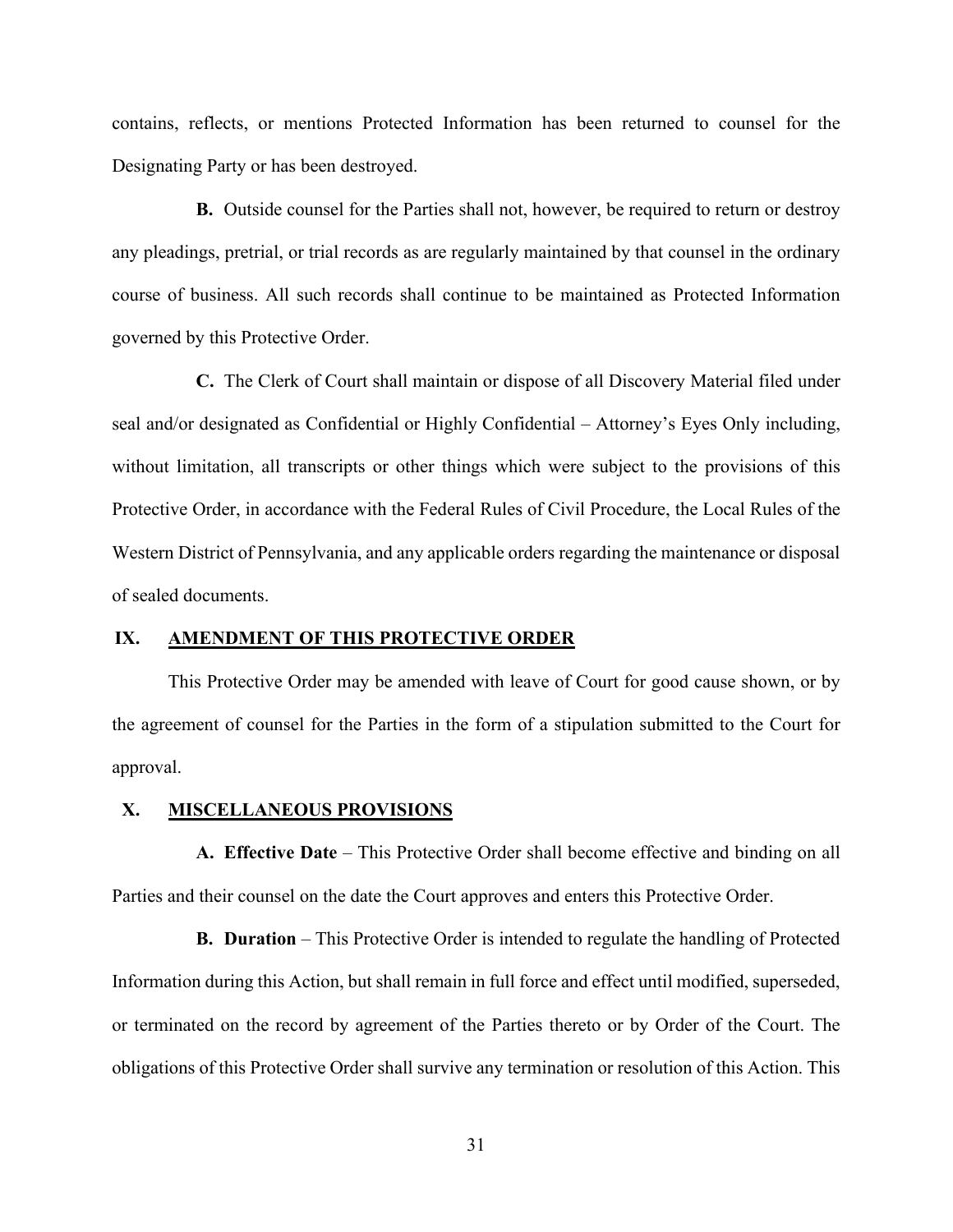contains, reflects, or mentions Protected Information has been returned to counsel for the Designating Party or has been destroyed.

**B.** Outside counsel for the Parties shall not, however, be required to return or destroy any pleadings, pretrial, or trial records as are regularly maintained by that counsel in the ordinary course of business. All such records shall continue to be maintained as Protected Information governed by this Protective Order.

**C.** The Clerk of Court shall maintain or dispose of all Discovery Material filed under seal and/or designated as Confidential or Highly Confidential – Attorney's Eyes Only including, without limitation, all transcripts or other things which were subject to the provisions of this Protective Order, in accordance with the Federal Rules of Civil Procedure, the Local Rules of the Western District of Pennsylvania, and any applicable orders regarding the maintenance or disposal of sealed documents.

## IX. AMENDMENT OF THIS PROTECTIVE ORDER

This Protective Order may be amended with leave of Court for good cause shown, or by the agreement of counsel for the Parties in the form of a stipulation submitted to the Court for approval.

## X. MISCELLANEOUS PROVISIONS

**A. Effective Date** – This Protective Order shall become effective and binding on all Parties and their counsel on the date the Court approves and enters this Protective Order.

**B. Duration** – This Protective Order is intended to regulate the handling of Protected Information during this Action, but shall remain in full force and effect until modified, superseded, or terminated on the record by agreement of the Parties thereto or by Order of the Court. The obligations of this Protective Order shall survive any termination or resolution of this Action. This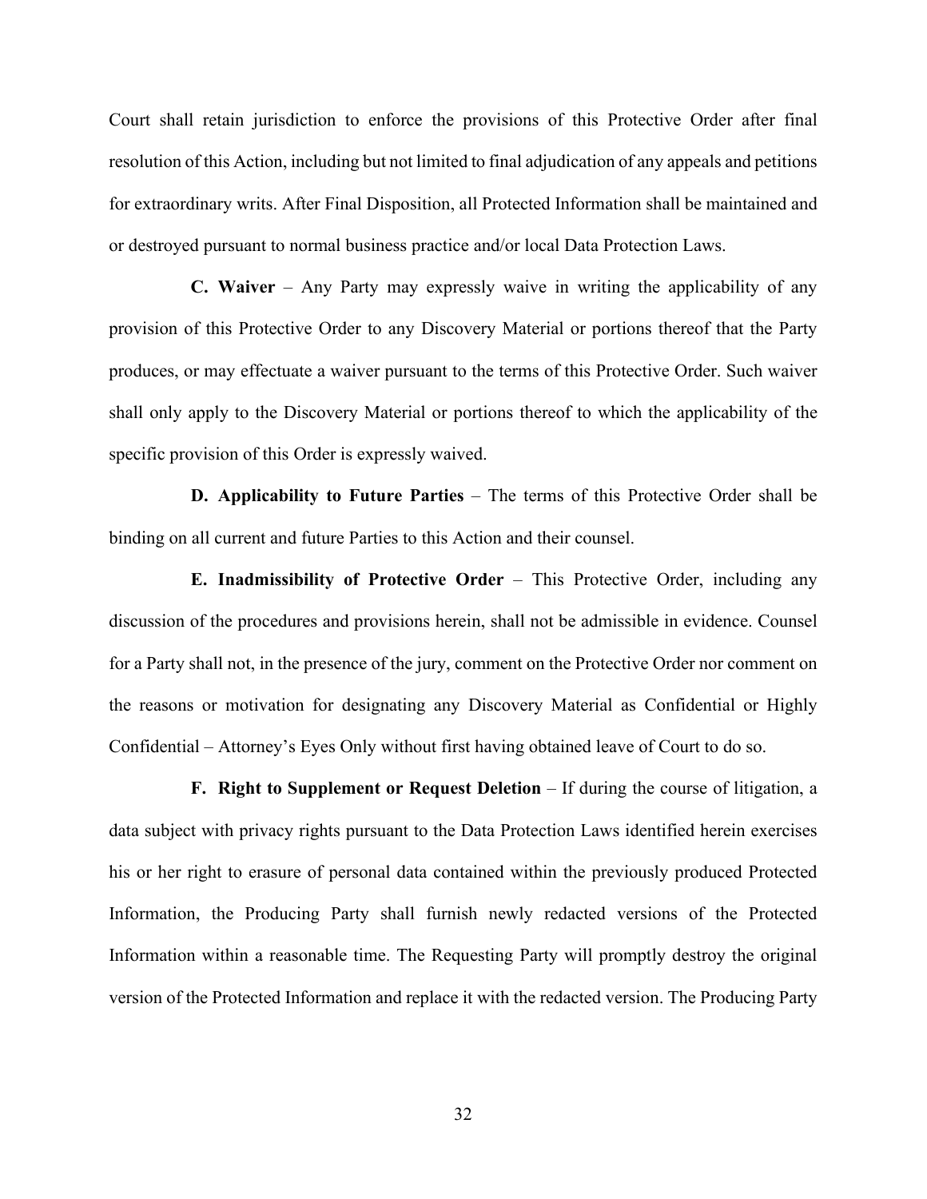Court shall retain jurisdiction to enforce the provisions of this Protective Order after final resolution of this Action, including but not limited to final adjudication of any appeals and petitions for extraordinary writs. After Final Disposition, all Protected Information shall be maintained and or destroyed pursuant to normal business practice and/or local Data Protection Laws.

**C. Waiver** – Any Party may expressly waive in writing the applicability of any provision of this Protective Order to any Discovery Material or portions thereof that the Party produces, or may effectuate a waiver pursuant to the terms of this Protective Order. Such waiver shall only apply to the Discovery Material or portions thereof to which the applicability of the specific provision of this Order is expressly waived.

**D. Applicability to Future Parties** – The terms of this Protective Order shall be binding on all current and future Parties to this Action and their counsel.

**E. Inadmissibility of Protective Order** – This Protective Order, including any discussion of the procedures and provisions herein, shall not be admissible in evidence. Counsel for a Party shall not, in the presence of the jury, comment on the Protective Order nor comment on the reasons or motivation for designating any Discovery Material as Confidential or Highly Confidential – Attorney's Eyes Only without first having obtained leave of Court to do so.

**F. Right to Supplement or Request Deletion** – If during the course of litigation, a data subject with privacy rights pursuant to the Data Protection Laws identified herein exercises his or her right to erasure of personal data contained within the previously produced Protected Information, the Producing Party shall furnish newly redacted versions of the Protected Information within a reasonable time. The Requesting Party will promptly destroy the original version of the Protected Information and replace it with the redacted version. The Producing Party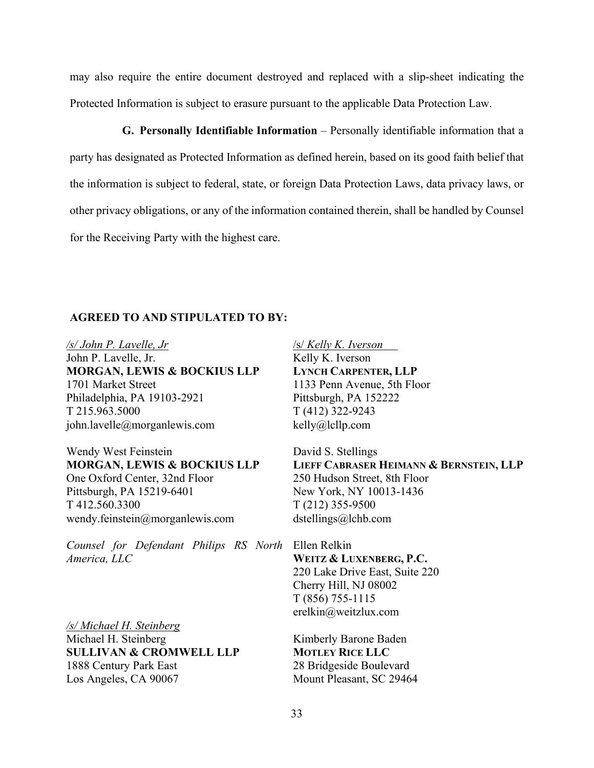may also require the entire document destroyed and replaced with a slip-sheet indicating the Protected Information is subject to erasure pursuant to the applicable Data Protection Law.

**G. Personally Identifiable Information** – Personally identifiable information that a party has designated as Protected Information as defined herein, based on its good faith belief that the information is subject to federal, state, or foreign Data Protection Laws, data privacy laws, or other privacy obligations, or any of the information contained therein, shall be handled by Counsel for the Receiving Party with the highest care.

**AGREED TO AND STIPULATED TO BY:**

*/s/ John P. Lavelle, Jr*
John P. Lavelle, Jr.
**MORGAN, LEWIS & BOCKIUS LLP**
1701 Market Street
Philadelphia, PA 19103-2921
T 215.963.5000
john.lavelle@morganlewis.com

Wendy West Feinstein
**MORGAN, LEWIS & BOCKIUS LLP**
One Oxford Center, 32nd Floor
Pittsburgh, PA 15219-6401
T 412.560.3300
wendy.feinstein@morganlewis.com

*Counsel for Defendant Philips RS North America, LLC*

*/s/ Michael H. Steinberg*
Michael H. Steinberg
**SULLIVAN & CROMWELL LLP**
1888 Century Park East
Los Angeles, CA 90067

/s/ *Kelly K. Iverson*
Kelly K. Iverson
**LYNCH CARPENTER, LLP**
1133 Penn Avenue, 5th Floor
Pittsburgh, PA 152222
T (412) 322-9243
kelly@lcllp.com

David S. Stellings
**LIEFF CABRASER HEIMANN & BERNSTEIN, LLP**
250 Hudson Street, 8th Floor
New York, NY 10013-1436
T (212) 355-9500
dstellings@lchb.com

Ellen Relkin
**WEITZ & LUXENBERG, P.C.**
220 Lake Drive East, Suite 220
Cherry Hill, NJ 08002
T (856) 755-1115
erelkin@weitzlux.com

Kimberly Barone Baden
**MOTLEY RICE LLC**
28 Bridgeside Boulevard
Mount Pleasant, SC 29464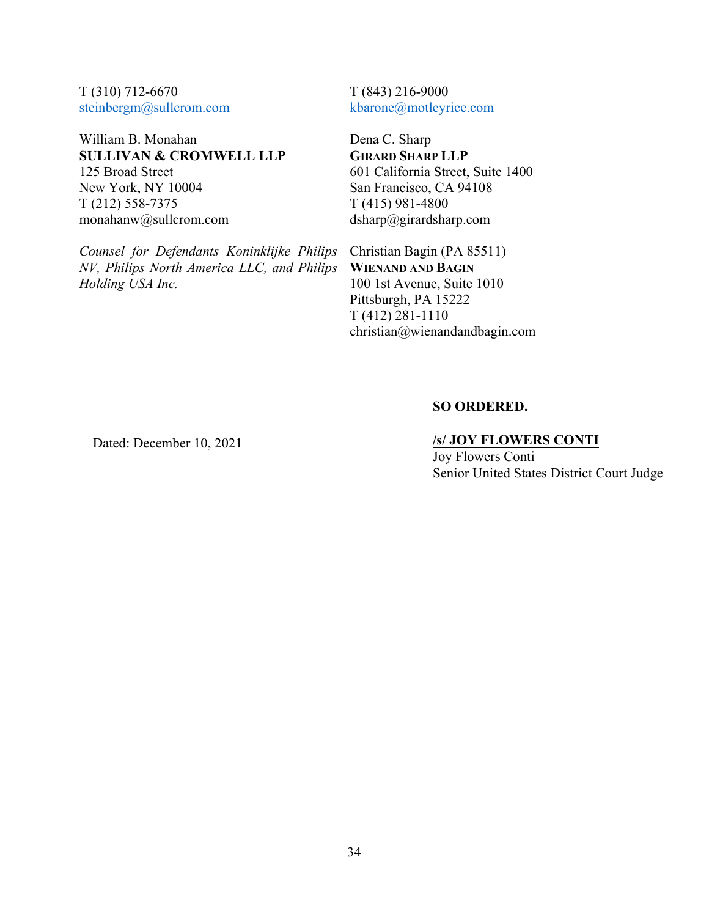T (310) 712-6670
steinbergm@sullcrom.com

William B. Monahan
**SULLIVAN & CROMWELL LLP**
125 Broad Street
New York, NY 10004
T (212) 558-7375
monahanw@sullcrom.com

*Counsel for Defendants Koninklijke Philips NV, Philips North America LLC, and Philips Holding USA Inc.*

T (843) 216-9000
kbarone@motleyrice.com

Dena C. Sharp
**GIRARD SHARP LLP**
601 California Street, Suite 1400
San Francisco, CA 94108
T (415) 981-4800
dsharp@girardsharp.com

Christian Bagin (PA 85511)
**WIENAND AND BAGIN**
100 1st Avenue, Suite 1010
Pittsburgh, PA 15222
T (412) 281-1110
christian@wienandandbagin.com

**SO ORDERED.**

Dated: December 10, 2021

**/s/ JOY FLOWERS CONTI**
Joy Flowers Conti
Senior United States District Court Judge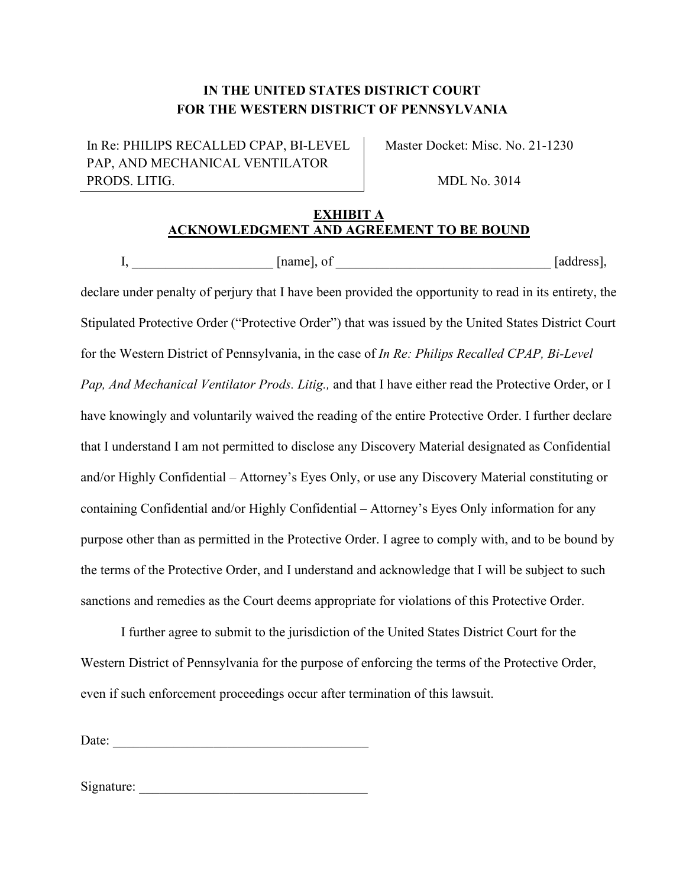**IN THE UNITED STATES DISTRICT COURT**
**FOR THE WESTERN DISTRICT OF PENNSYLVANIA**

| | |
|---|---|
| In Re: PHILIPS RECALLED CPAP, BI-LEVEL PAP, AND MECHANICAL VENTILATOR PRODS. LITIG. | Master Docket: Misc. No. 21-1230<br><br>MDL No. 3014 |

## EXHIBIT A
## ACKNOWLEDGMENT AND AGREEMENT TO BE BOUND

I, _____________________ [name], of _________________________________ [address], declare under penalty of perjury that I have been provided the opportunity to read in its entirety, the Stipulated Protective Order ("Protective Order") that was issued by the United States District Court for the Western District of Pennsylvania, in the case of *In Re: Philips Recalled CPAP, Bi-Level Pap, And Mechanical Ventilator Prods. Litig.,* and that I have either read the Protective Order, or I have knowingly and voluntarily waived the reading of the entire Protective Order. I further declare that I understand I am not permitted to disclose any Discovery Material designated as Confidential and/or Highly Confidential – Attorney's Eyes Only, or use any Discovery Material constituting or containing Confidential and/or Highly Confidential – Attorney's Eyes Only information for any purpose other than as permitted in the Protective Order. I agree to comply with, and to be bound by the terms of the Protective Order, and I understand and acknowledge that I will be subject to such sanctions and remedies as the Court deems appropriate for violations of this Protective Order.

I further agree to submit to the jurisdiction of the United States District Court for the Western District of Pennsylvania for the purpose of enforcing the terms of the Protective Order, even if such enforcement proceedings occur after termination of this lawsuit.

Date: ______________________________________

Signature: __________________________________